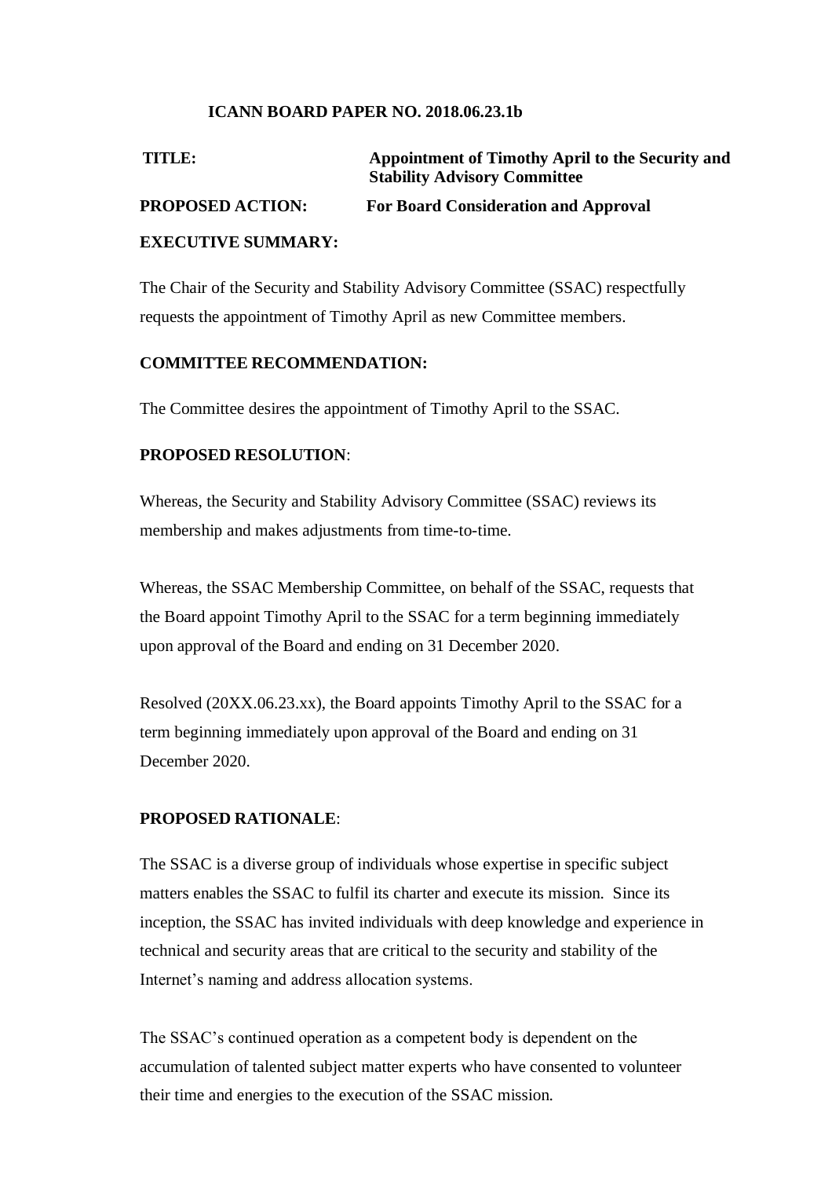**ICANN BOARD PAPER NO. 2018.06.23.1b**

**TITLE:** **Appointment of Timothy April to the Security and Stability Advisory Committee**

**PROPOSED ACTION:** **For Board Consideration and Approval**

**EXECUTIVE SUMMARY:**

The Chair of the Security and Stability Advisory Committee (SSAC) respectfully requests the appointment of Timothy April as new Committee members.

**COMMITTEE RECOMMENDATION:**

The Committee desires the appointment of Timothy April to the SSAC.

**PROPOSED RESOLUTION**:

Whereas, the Security and Stability Advisory Committee (SSAC) reviews its membership and makes adjustments from time-to-time.

Whereas, the SSAC Membership Committee, on behalf of the SSAC, requests that the Board appoint Timothy April to the SSAC for a term beginning immediately upon approval of the Board and ending on 31 December 2020.

Resolved (20XX.06.23.xx), the Board appoints Timothy April to the SSAC for a term beginning immediately upon approval of the Board and ending on 31 December 2020.

**PROPOSED RATIONALE**:

The SSAC is a diverse group of individuals whose expertise in specific subject matters enables the SSAC to fulfil its charter and execute its mission. Since its inception, the SSAC has invited individuals with deep knowledge and experience in technical and security areas that are critical to the security and stability of the Internet's naming and address allocation systems.

The SSAC's continued operation as a competent body is dependent on the accumulation of talented subject matter experts who have consented to volunteer their time and energies to the execution of the SSAC mission.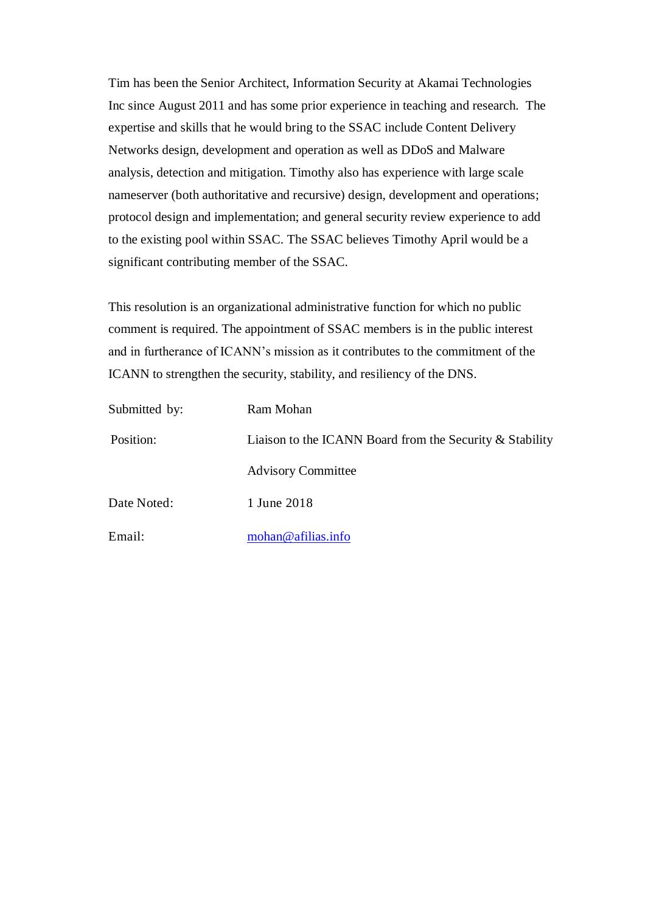Tim has been the Senior Architect, Information Security at Akamai Technologies Inc since August 2011 and has some prior experience in teaching and research. The expertise and skills that he would bring to the SSAC include Content Delivery Networks design, development and operation as well as DDoS and Malware analysis, detection and mitigation. Timothy also has experience with large scale nameserver (both authoritative and recursive) design, development and operations; protocol design and implementation; and general security review experience to add to the existing pool within SSAC. The SSAC believes Timothy April would be a significant contributing member of the SSAC.

This resolution is an organizational administrative function for which no public comment is required. The appointment of SSAC members is in the public interest and in furtherance of ICANN's mission as it contributes to the commitment of the ICANN to strengthen the security, stability, and resiliency of the DNS.

| | |
|---|---|
| Submitted by: | Ram Mohan |
| Position: | Liaison to the ICANN Board from the Security & Stability Advisory Committee |
| Date Noted: | 1 June 2018 |
| Email: | mohan@afilias.info |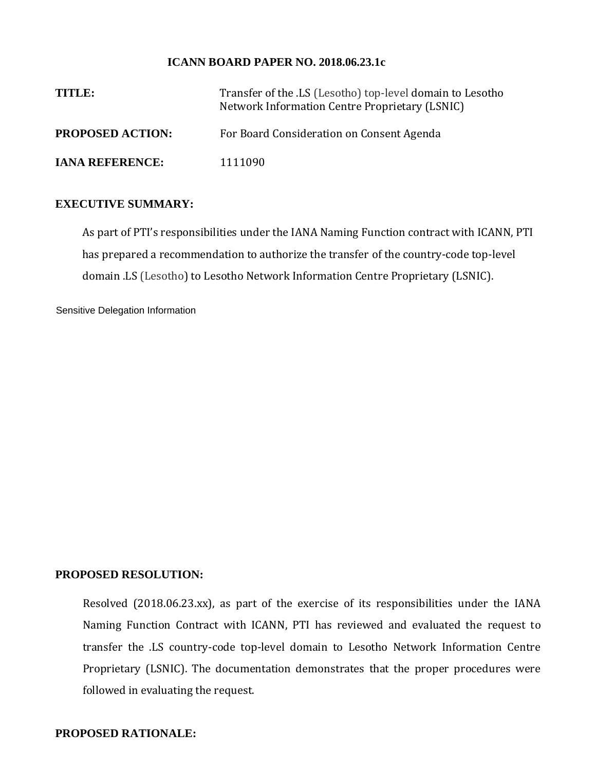**ICANN BOARD PAPER NO. 2018.06.23.1c**

| | |
|---|---|
| **TITLE:** | Transfer of the .LS (Lesotho) top-level domain to Lesotho Network Information Centre Proprietary (LSNIC) |
| **PROPOSED ACTION:** | For Board Consideration on Consent Agenda |
| **IANA REFERENCE:** | 1111090 |

**EXECUTIVE SUMMARY:**

As part of PTI's responsibilities under the IANA Naming Function contract with ICANN, PTI has prepared a recommendation to authorize the transfer of the country-code top-level domain .LS (Lesotho) to Lesotho Network Information Centre Proprietary (LSNIC).

Sensitive Delegation Information

**PROPOSED RESOLUTION:**

Resolved (2018.06.23.xx), as part of the exercise of its responsibilities under the IANA Naming Function Contract with ICANN, PTI has reviewed and evaluated the request to transfer the .LS country-code top-level domain to Lesotho Network Information Centre Proprietary (LSNIC). The documentation demonstrates that the proper procedures were followed in evaluating the request.

**PROPOSED RATIONALE:**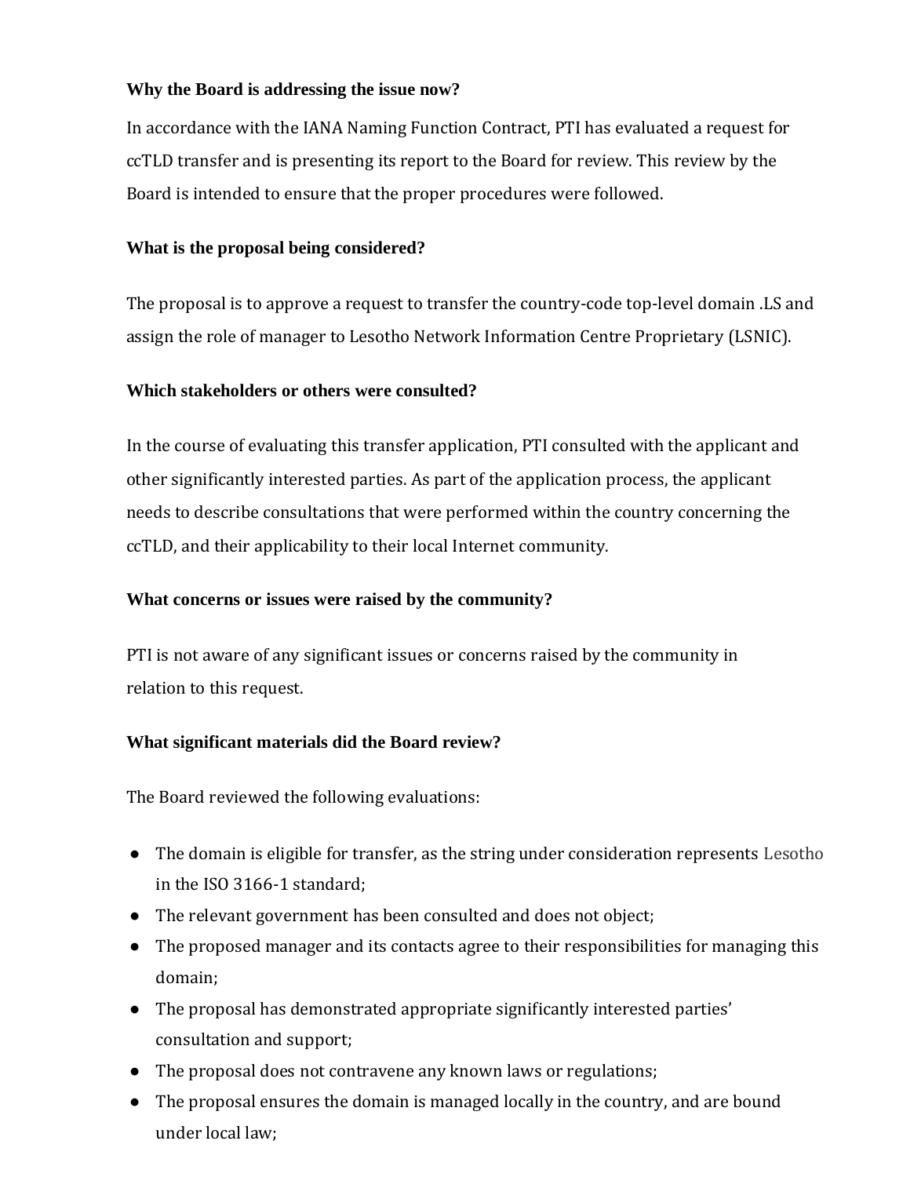**Why the Board is addressing the issue now?**

In accordance with the IANA Naming Function Contract, PTI has evaluated a request for ccTLD transfer and is presenting its report to the Board for review. This review by the Board is intended to ensure that the proper procedures were followed.

**What is the proposal being considered?**

The proposal is to approve a request to transfer the country-code top-level domain .LS and assign the role of manager to Lesotho Network Information Centre Proprietary (LSNIC).

**Which stakeholders or others were consulted?**

In the course of evaluating this transfer application, PTI consulted with the applicant and other significantly interested parties. As part of the application process, the applicant needs to describe consultations that were performed within the country concerning the ccTLD, and their applicability to their local Internet community.

**What concerns or issues were raised by the community?**

PTI is not aware of any significant issues or concerns raised by the community in relation to this request.

**What significant materials did the Board review?**

The Board reviewed the following evaluations:

- The domain is eligible for transfer, as the string under consideration represents Lesotho in the ISO 3166-1 standard;
- The relevant government has been consulted and does not object;
- The proposed manager and its contacts agree to their responsibilities for managing this domain;
- The proposal has demonstrated appropriate significantly interested parties' consultation and support;
- The proposal does not contravene any known laws or regulations;
- The proposal ensures the domain is managed locally in the country, and are bound under local law;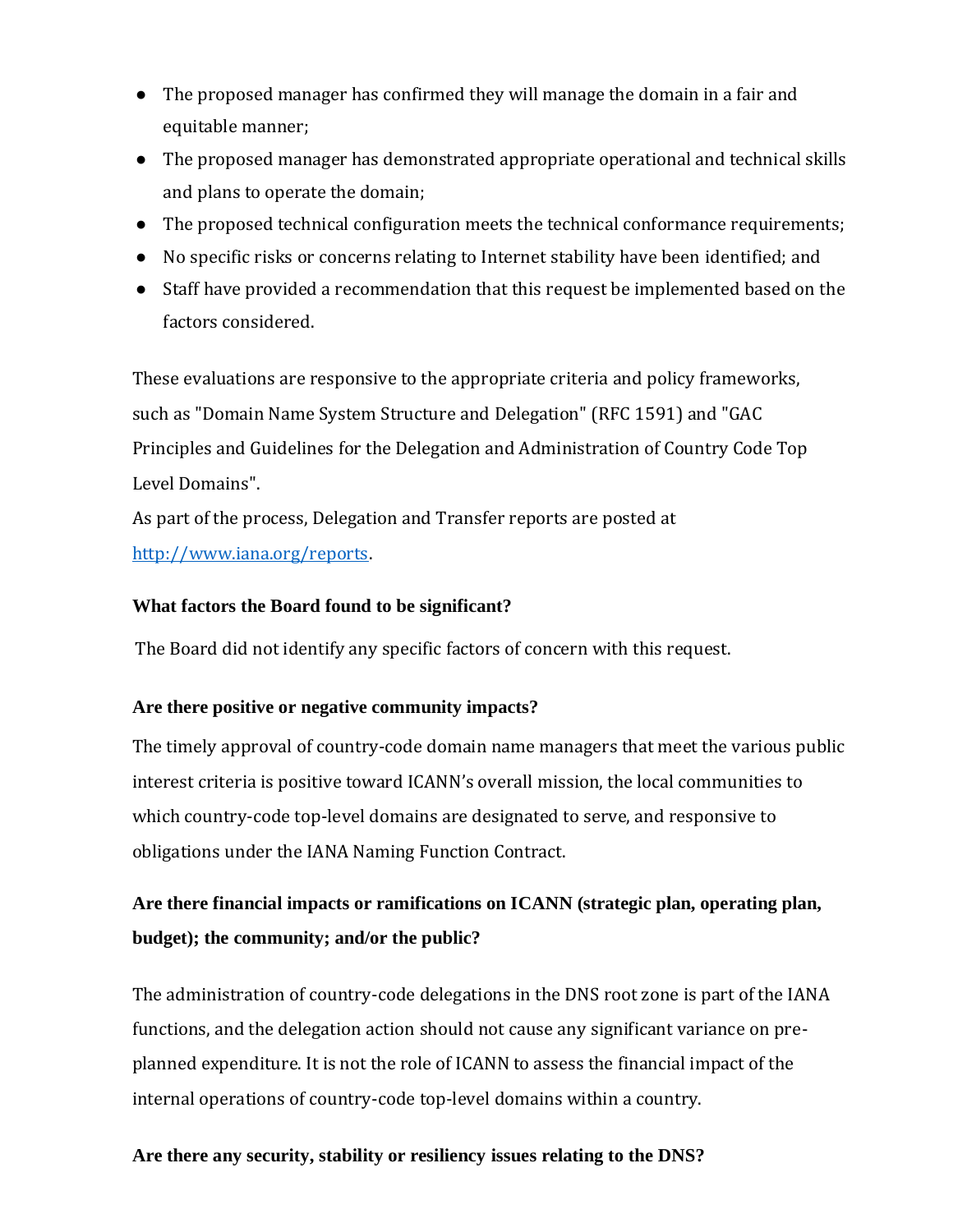- The proposed manager has confirmed they will manage the domain in a fair and equitable manner;
- The proposed manager has demonstrated appropriate operational and technical skills and plans to operate the domain;
- The proposed technical configuration meets the technical conformance requirements;
- No specific risks or concerns relating to Internet stability have been identified; and
- Staff have provided a recommendation that this request be implemented based on the factors considered.

These evaluations are responsive to the appropriate criteria and policy frameworks, such as "Domain Name System Structure and Delegation" (RFC 1591) and "GAC Principles and Guidelines for the Delegation and Administration of Country Code Top Level Domains".

As part of the process, Delegation and Transfer reports are posted at [http://www.iana.org/reports](http://www.iana.org/reports).

**What factors the Board found to be significant?**

The Board did not identify any specific factors of concern with this request.

**Are there positive or negative community impacts?**

The timely approval of country-code domain name managers that meet the various public interest criteria is positive toward ICANN's overall mission, the local communities to which country-code top-level domains are designated to serve, and responsive to obligations under the IANA Naming Function Contract.

**Are there financial impacts or ramifications on ICANN (strategic plan, operating plan, budget); the community; and/or the public?**

The administration of country-code delegations in the DNS root zone is part of the IANA functions, and the delegation action should not cause any significant variance on pre-planned expenditure. It is not the role of ICANN to assess the financial impact of the internal operations of country-code top-level domains within a country.

**Are there any security, stability or resiliency issues relating to the DNS?**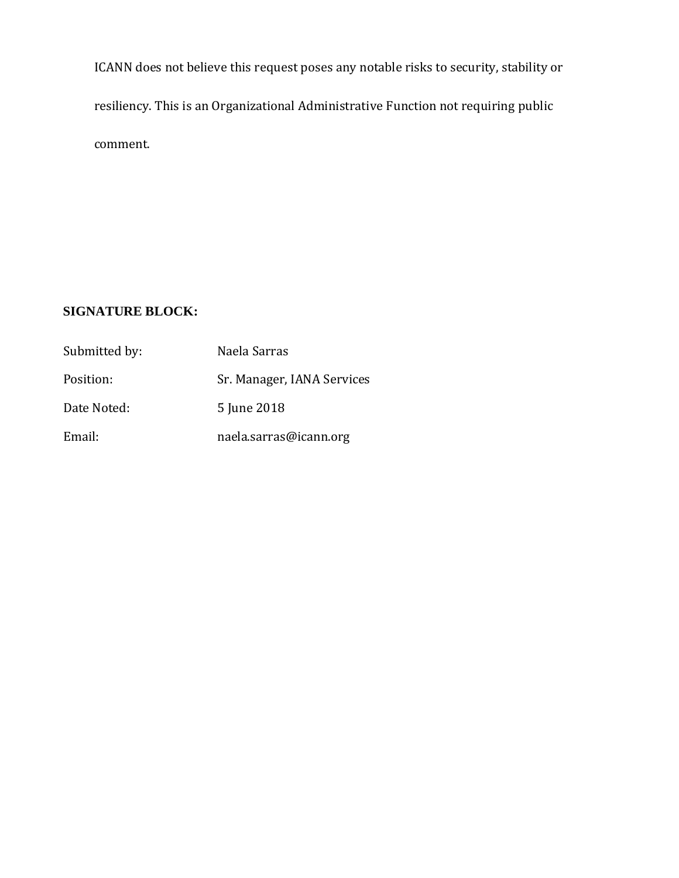ICANN does not believe this request poses any notable risks to security, stability or resiliency. This is an Organizational Administrative Function not requiring public comment.

**SIGNATURE BLOCK:**

| | |
|---|---|
| Submitted by: | Naela Sarras |
| Position: | Sr. Manager, IANA Services |
| Date Noted: | 5 June 2018 |
| Email: | naela.sarras@icann.org |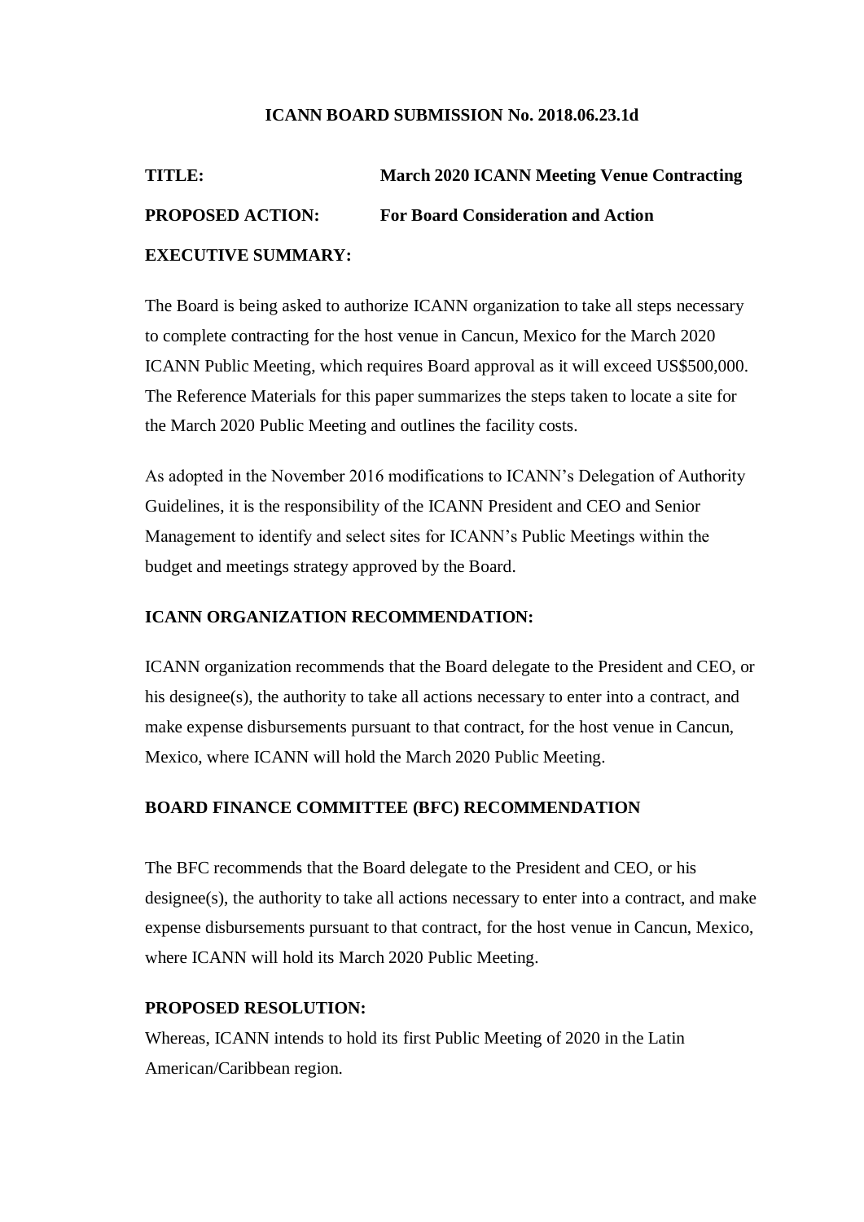**ICANN BOARD SUBMISSION No. 2018.06.23.1d**

**TITLE:** **March 2020 ICANN Meeting Venue Contracting**

**PROPOSED ACTION:** **For Board Consideration and Action**

**EXECUTIVE SUMMARY:**

The Board is being asked to authorize ICANN organization to take all steps necessary to complete contracting for the host venue in Cancun, Mexico for the March 2020 ICANN Public Meeting, which requires Board approval as it will exceed US$500,000. The Reference Materials for this paper summarizes the steps taken to locate a site for the March 2020 Public Meeting and outlines the facility costs.

As adopted in the November 2016 modifications to ICANN's Delegation of Authority Guidelines, it is the responsibility of the ICANN President and CEO and Senior Management to identify and select sites for ICANN's Public Meetings within the budget and meetings strategy approved by the Board.

**ICANN ORGANIZATION RECOMMENDATION:**

ICANN organization recommends that the Board delegate to the President and CEO, or his designee(s), the authority to take all actions necessary to enter into a contract, and make expense disbursements pursuant to that contract, for the host venue in Cancun, Mexico, where ICANN will hold the March 2020 Public Meeting.

**BOARD FINANCE COMMITTEE (BFC) RECOMMENDATION**

The BFC recommends that the Board delegate to the President and CEO, or his designee(s), the authority to take all actions necessary to enter into a contract, and make expense disbursements pursuant to that contract, for the host venue in Cancun, Mexico, where ICANN will hold its March 2020 Public Meeting.

**PROPOSED RESOLUTION:**

Whereas, ICANN intends to hold its first Public Meeting of 2020 in the Latin American/Caribbean region.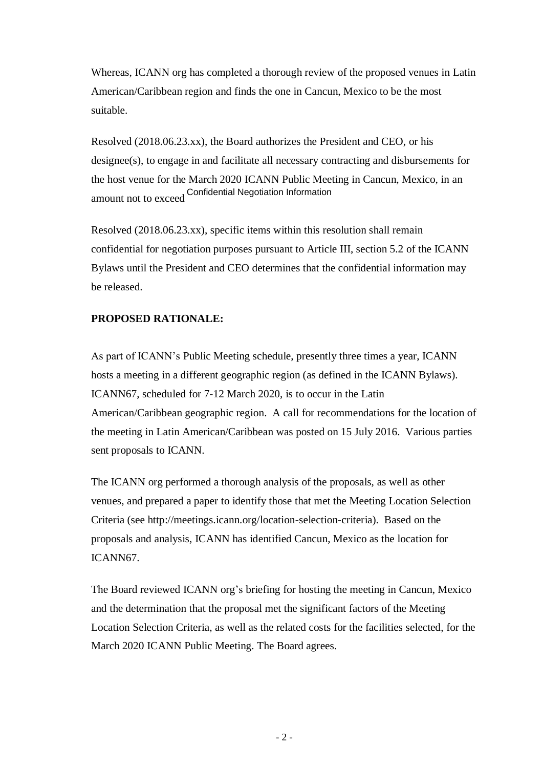Whereas, ICANN org has completed a thorough review of the proposed venues in Latin American/Caribbean region and finds the one in Cancun, Mexico to be the most suitable.

Resolved (2018.06.23.xx), the Board authorizes the President and CEO, or his designee(s), to engage in and facilitate all necessary contracting and disbursements for the host venue for the March 2020 ICANN Public Meeting in Cancun, Mexico, in an amount not to exceed Confidential Negotiation Information

Resolved (2018.06.23.xx), specific items within this resolution shall remain confidential for negotiation purposes pursuant to Article III, section 5.2 of the ICANN Bylaws until the President and CEO determines that the confidential information may be released.

**PROPOSED RATIONALE:**

As part of ICANN's Public Meeting schedule, presently three times a year, ICANN hosts a meeting in a different geographic region (as defined in the ICANN Bylaws). ICANN67, scheduled for 7-12 March 2020, is to occur in the Latin American/Caribbean geographic region. A call for recommendations for the location of the meeting in Latin American/Caribbean was posted on 15 July 2016. Various parties sent proposals to ICANN.

The ICANN org performed a thorough analysis of the proposals, as well as other venues, and prepared a paper to identify those that met the Meeting Location Selection Criteria (see http://meetings.icann.org/location-selection-criteria). Based on the proposals and analysis, ICANN has identified Cancun, Mexico as the location for ICANN67.

The Board reviewed ICANN org's briefing for hosting the meeting in Cancun, Mexico and the determination that the proposal met the significant factors of the Meeting Location Selection Criteria, as well as the related costs for the facilities selected, for the March 2020 ICANN Public Meeting. The Board agrees.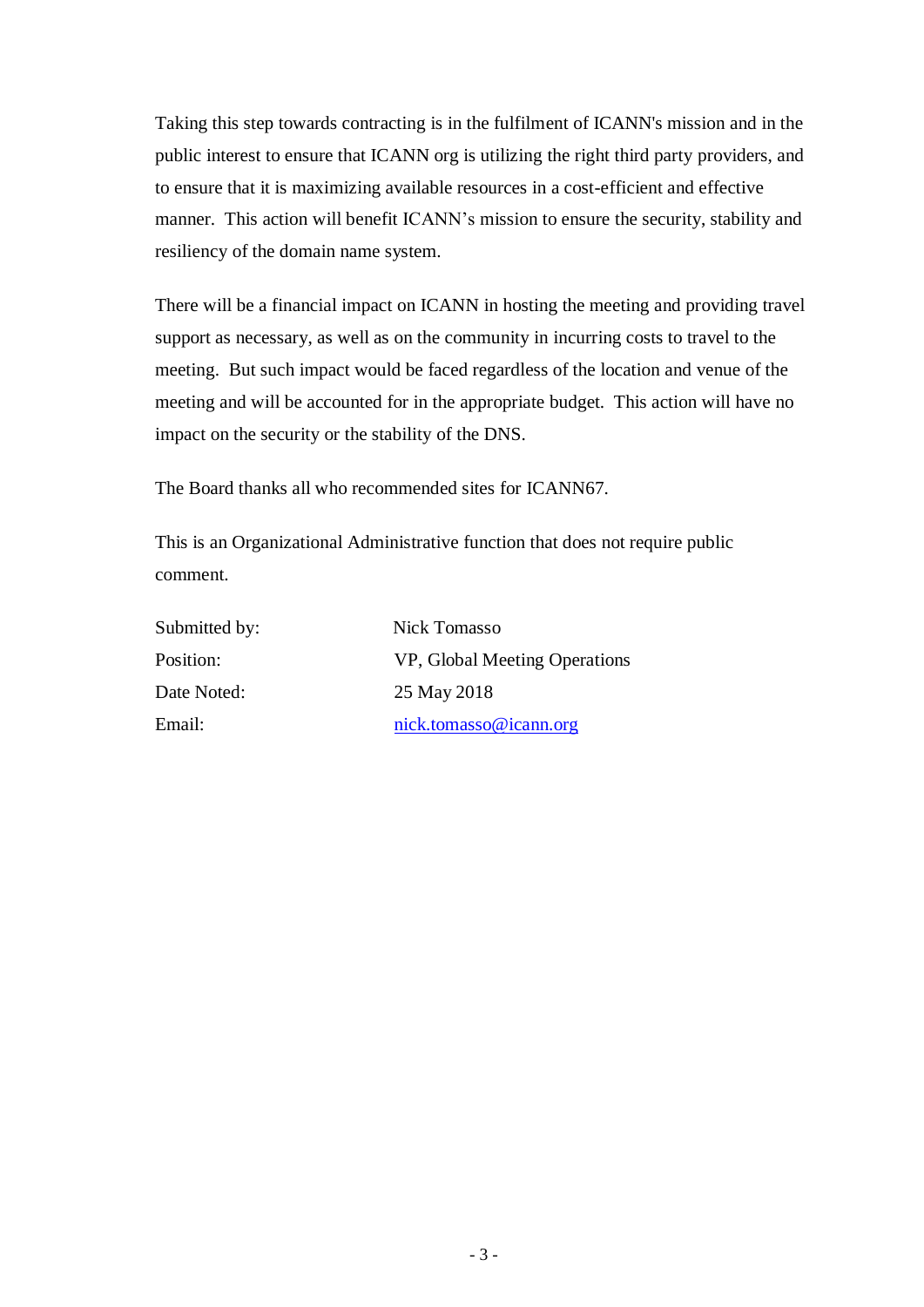Taking this step towards contracting is in the fulfilment of ICANN's mission and in the public interest to ensure that ICANN org is utilizing the right third party providers, and to ensure that it is maximizing available resources in a cost-efficient and effective manner. This action will benefit ICANN's mission to ensure the security, stability and resiliency of the domain name system.

There will be a financial impact on ICANN in hosting the meeting and providing travel support as necessary, as well as on the community in incurring costs to travel to the meeting. But such impact would be faced regardless of the location and venue of the meeting and will be accounted for in the appropriate budget. This action will have no impact on the security or the stability of the DNS.

The Board thanks all who recommended sites for ICANN67.

This is an Organizational Administrative function that does not require public comment.

| | |
|---|---|
| Submitted by: | Nick Tomasso |
| Position: | VP, Global Meeting Operations |
| Date Noted: | 25 May 2018 |
| Email: | nick.tomasso@icann.org |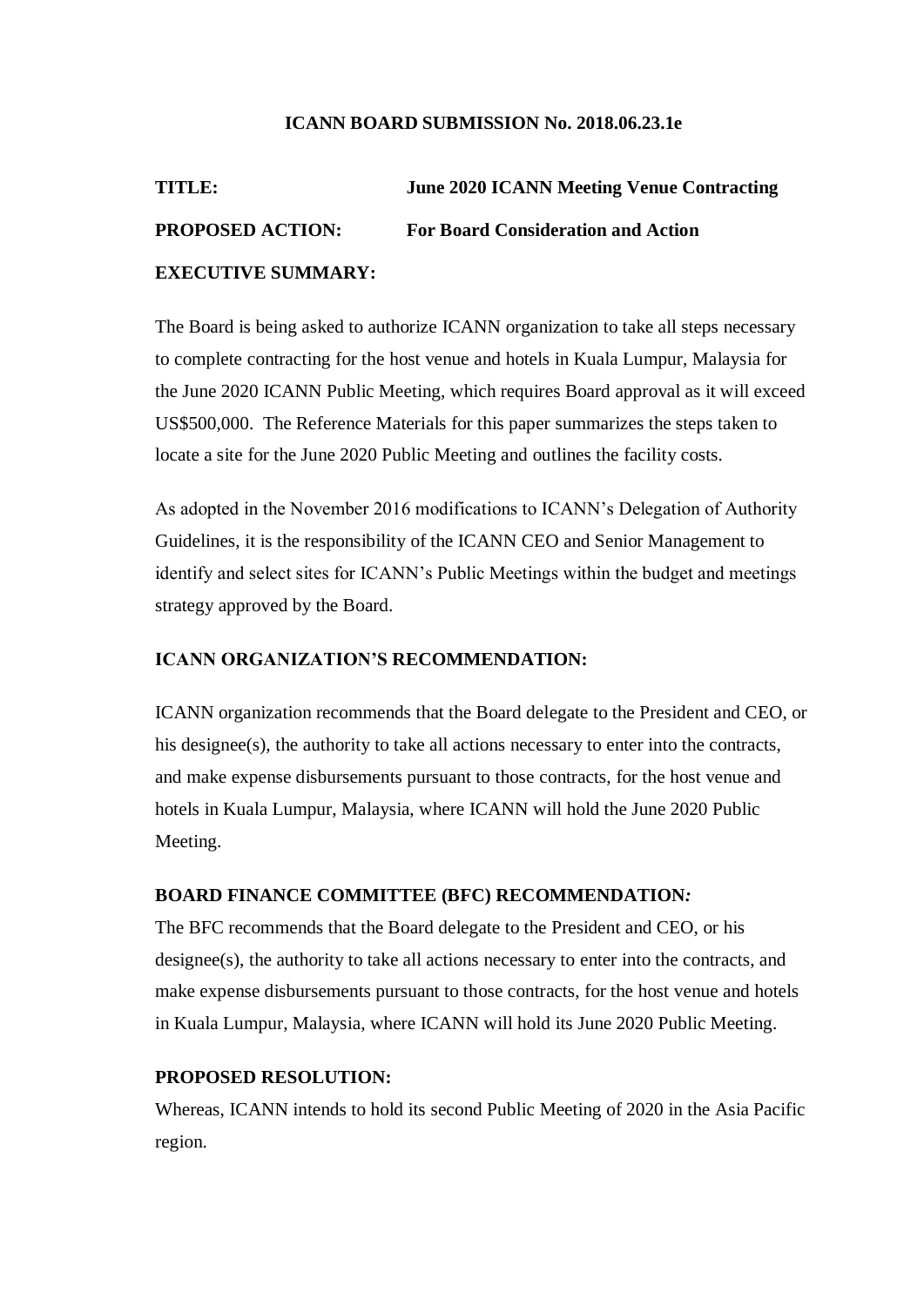**ICANN BOARD SUBMISSION No. 2018.06.23.1e**

**TITLE:** **June 2020 ICANN Meeting Venue Contracting**

**PROPOSED ACTION:** **For Board Consideration and Action**

**EXECUTIVE SUMMARY:**

The Board is being asked to authorize ICANN organization to take all steps necessary to complete contracting for the host venue and hotels in Kuala Lumpur, Malaysia for the June 2020 ICANN Public Meeting, which requires Board approval as it will exceed US$500,000. The Reference Materials for this paper summarizes the steps taken to locate a site for the June 2020 Public Meeting and outlines the facility costs.

As adopted in the November 2016 modifications to ICANN's Delegation of Authority Guidelines, it is the responsibility of the ICANN CEO and Senior Management to identify and select sites for ICANN's Public Meetings within the budget and meetings strategy approved by the Board.

**ICANN ORGANIZATION'S RECOMMENDATION:**

ICANN organization recommends that the Board delegate to the President and CEO, or his designee(s), the authority to take all actions necessary to enter into the contracts, and make expense disbursements pursuant to those contracts, for the host venue and hotels in Kuala Lumpur, Malaysia, where ICANN will hold the June 2020 Public Meeting.

**BOARD FINANCE COMMITTEE (BFC) RECOMMENDATION*:***

The BFC recommends that the Board delegate to the President and CEO, or his designee(s), the authority to take all actions necessary to enter into the contracts, and make expense disbursements pursuant to those contracts, for the host venue and hotels in Kuala Lumpur, Malaysia, where ICANN will hold its June 2020 Public Meeting.

**PROPOSED RESOLUTION:**

Whereas, ICANN intends to hold its second Public Meeting of 2020 in the Asia Pacific region.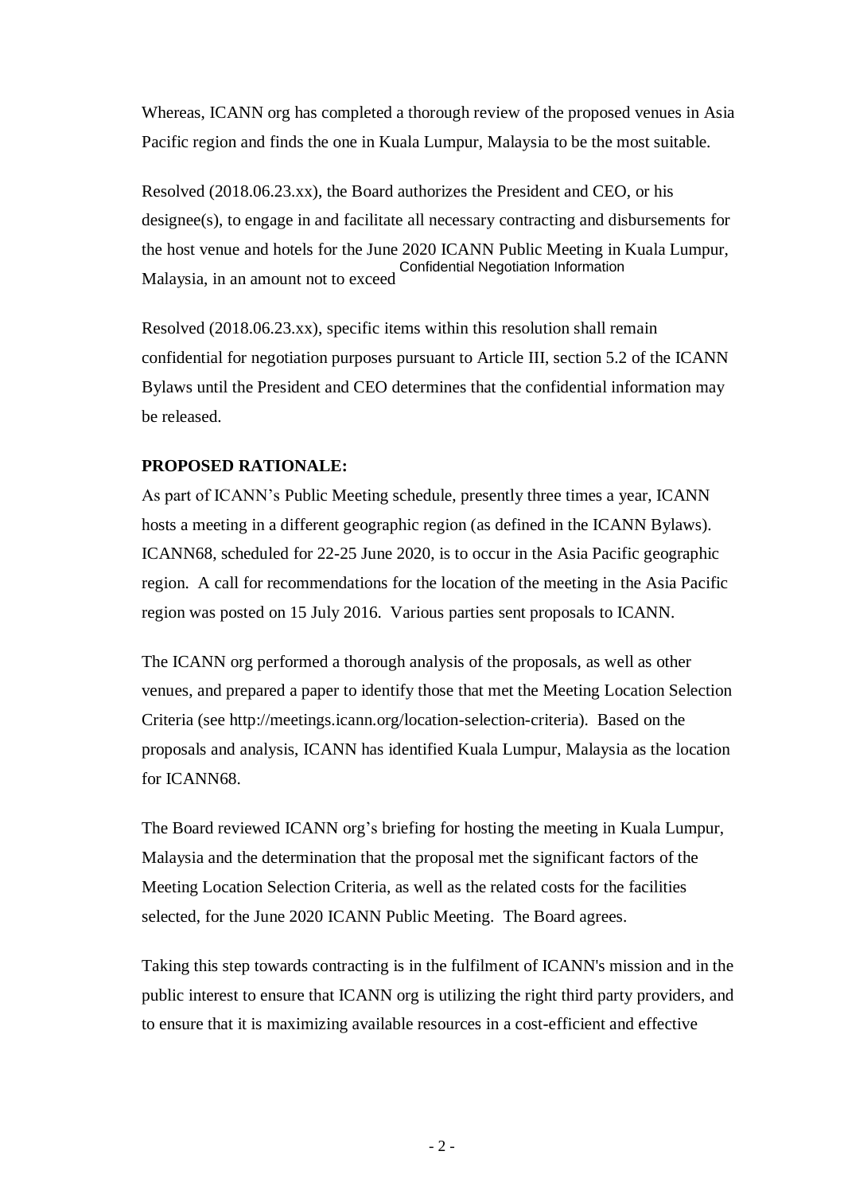Whereas, ICANN org has completed a thorough review of the proposed venues in Asia Pacific region and finds the one in Kuala Lumpur, Malaysia to be the most suitable.

Resolved (2018.06.23.xx), the Board authorizes the President and CEO, or his designee(s), to engage in and facilitate all necessary contracting and disbursements for the host venue and hotels for the June 2020 ICANN Public Meeting in Kuala Lumpur, Malaysia, in an amount not to exceed Confidential Negotiation Information

Resolved (2018.06.23.xx), specific items within this resolution shall remain confidential for negotiation purposes pursuant to Article III, section 5.2 of the ICANN Bylaws until the President and CEO determines that the confidential information may be released.

**PROPOSED RATIONALE:**

As part of ICANN's Public Meeting schedule, presently three times a year, ICANN hosts a meeting in a different geographic region (as defined in the ICANN Bylaws). ICANN68, scheduled for 22-25 June 2020, is to occur in the Asia Pacific geographic region. A call for recommendations for the location of the meeting in the Asia Pacific region was posted on 15 July 2016. Various parties sent proposals to ICANN.

The ICANN org performed a thorough analysis of the proposals, as well as other venues, and prepared a paper to identify those that met the Meeting Location Selection Criteria (see http://meetings.icann.org/location-selection-criteria). Based on the proposals and analysis, ICANN has identified Kuala Lumpur, Malaysia as the location for ICANN68.

The Board reviewed ICANN org's briefing for hosting the meeting in Kuala Lumpur, Malaysia and the determination that the proposal met the significant factors of the Meeting Location Selection Criteria, as well as the related costs for the facilities selected, for the June 2020 ICANN Public Meeting. The Board agrees.

Taking this step towards contracting is in the fulfilment of ICANN's mission and in the public interest to ensure that ICANN org is utilizing the right third party providers, and to ensure that it is maximizing available resources in a cost-efficient and effective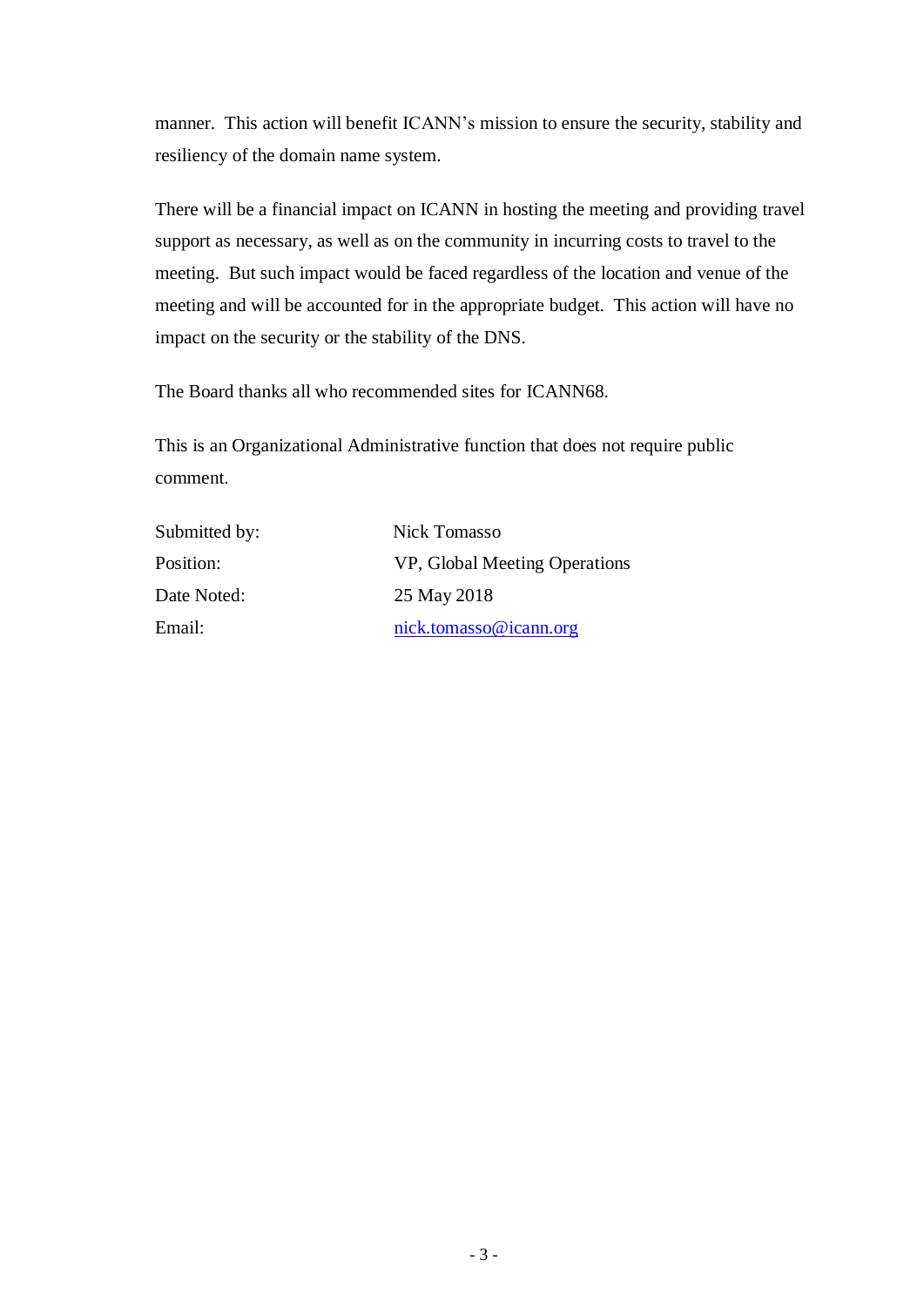manner. This action will benefit ICANN's mission to ensure the security, stability and resiliency of the domain name system.

There will be a financial impact on ICANN in hosting the meeting and providing travel support as necessary, as well as on the community in incurring costs to travel to the meeting. But such impact would be faced regardless of the location and venue of the meeting and will be accounted for in the appropriate budget. This action will have no impact on the security or the stability of the DNS.

The Board thanks all who recommended sites for ICANN68.

This is an Organizational Administrative function that does not require public comment.

| | |
|---|---|
| Submitted by: | Nick Tomasso |
| Position: | VP, Global Meeting Operations |
| Date Noted: | 25 May 2018 |
| Email: | nick.tomasso@icann.org |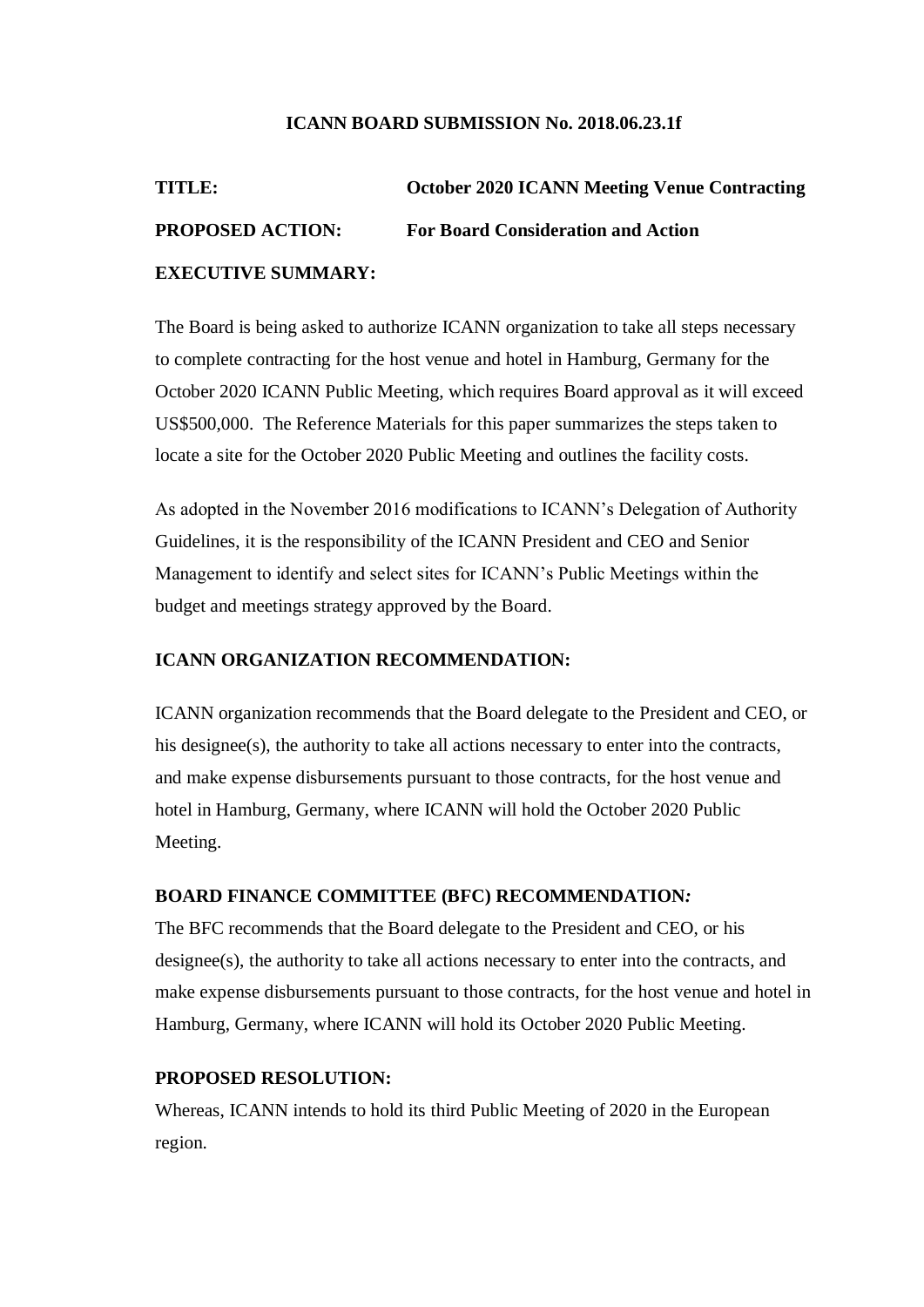**ICANN BOARD SUBMISSION No. 2018.06.23.1f**

**TITLE:** **October 2020 ICANN Meeting Venue Contracting**

**PROPOSED ACTION:** **For Board Consideration and Action**

**EXECUTIVE SUMMARY:**

The Board is being asked to authorize ICANN organization to take all steps necessary to complete contracting for the host venue and hotel in Hamburg, Germany for the October 2020 ICANN Public Meeting, which requires Board approval as it will exceed US$500,000. The Reference Materials for this paper summarizes the steps taken to locate a site for the October 2020 Public Meeting and outlines the facility costs.

As adopted in the November 2016 modifications to ICANN's Delegation of Authority Guidelines, it is the responsibility of the ICANN President and CEO and Senior Management to identify and select sites for ICANN's Public Meetings within the budget and meetings strategy approved by the Board.

**ICANN ORGANIZATION RECOMMENDATION:**

ICANN organization recommends that the Board delegate to the President and CEO, or his designee(s), the authority to take all actions necessary to enter into the contracts, and make expense disbursements pursuant to those contracts, for the host venue and hotel in Hamburg, Germany, where ICANN will hold the October 2020 Public Meeting.

**BOARD FINANCE COMMITTEE (BFC) RECOMMENDATION*:***

The BFC recommends that the Board delegate to the President and CEO, or his designee(s), the authority to take all actions necessary to enter into the contracts, and make expense disbursements pursuant to those contracts, for the host venue and hotel in Hamburg, Germany, where ICANN will hold its October 2020 Public Meeting.

**PROPOSED RESOLUTION:**

Whereas, ICANN intends to hold its third Public Meeting of 2020 in the European region.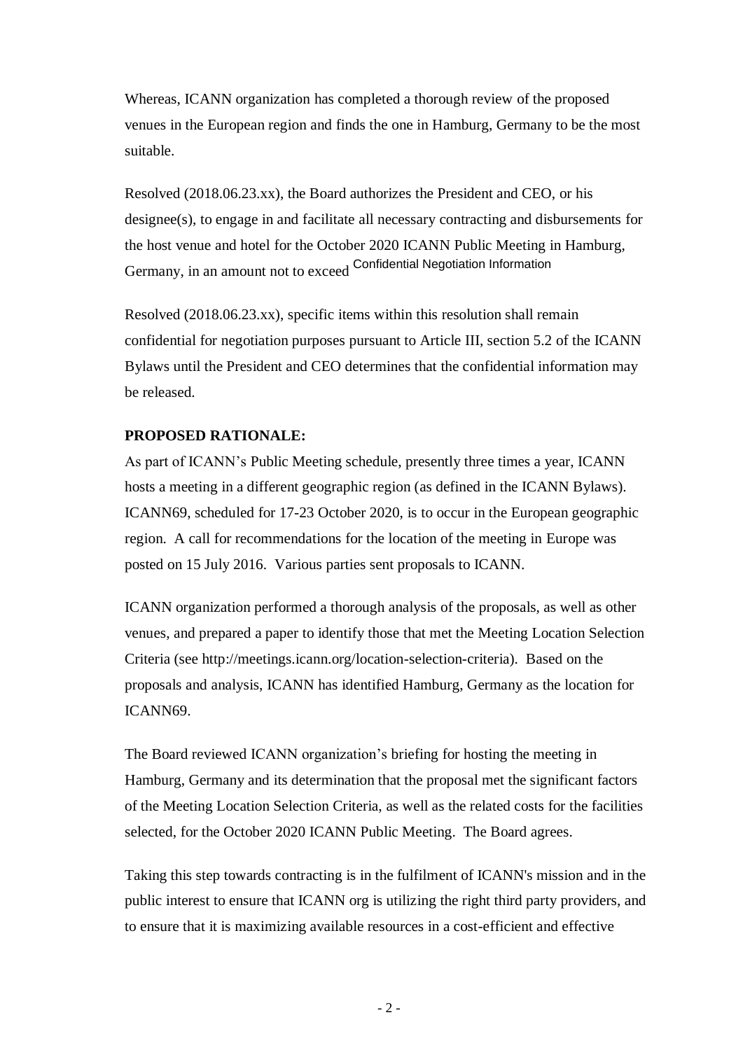Whereas, ICANN organization has completed a thorough review of the proposed venues in the European region and finds the one in Hamburg, Germany to be the most suitable.

Resolved (2018.06.23.xx), the Board authorizes the President and CEO, or his designee(s), to engage in and facilitate all necessary contracting and disbursements for the host venue and hotel for the October 2020 ICANN Public Meeting in Hamburg, Germany, in an amount not to exceed Confidential Negotiation Information

Resolved (2018.06.23.xx), specific items within this resolution shall remain confidential for negotiation purposes pursuant to Article III, section 5.2 of the ICANN Bylaws until the President and CEO determines that the confidential information may be released.

**PROPOSED RATIONALE:**

As part of ICANN's Public Meeting schedule, presently three times a year, ICANN hosts a meeting in a different geographic region (as defined in the ICANN Bylaws). ICANN69, scheduled for 17-23 October 2020, is to occur in the European geographic region. A call for recommendations for the location of the meeting in Europe was posted on 15 July 2016. Various parties sent proposals to ICANN.

ICANN organization performed a thorough analysis of the proposals, as well as other venues, and prepared a paper to identify those that met the Meeting Location Selection Criteria (see http://meetings.icann.org/location-selection-criteria). Based on the proposals and analysis, ICANN has identified Hamburg, Germany as the location for ICANN69.

The Board reviewed ICANN organization's briefing for hosting the meeting in Hamburg, Germany and its determination that the proposal met the significant factors of the Meeting Location Selection Criteria, as well as the related costs for the facilities selected, for the October 2020 ICANN Public Meeting. The Board agrees.

Taking this step towards contracting is in the fulfilment of ICANN's mission and in the public interest to ensure that ICANN org is utilizing the right third party providers, and to ensure that it is maximizing available resources in a cost-efficient and effective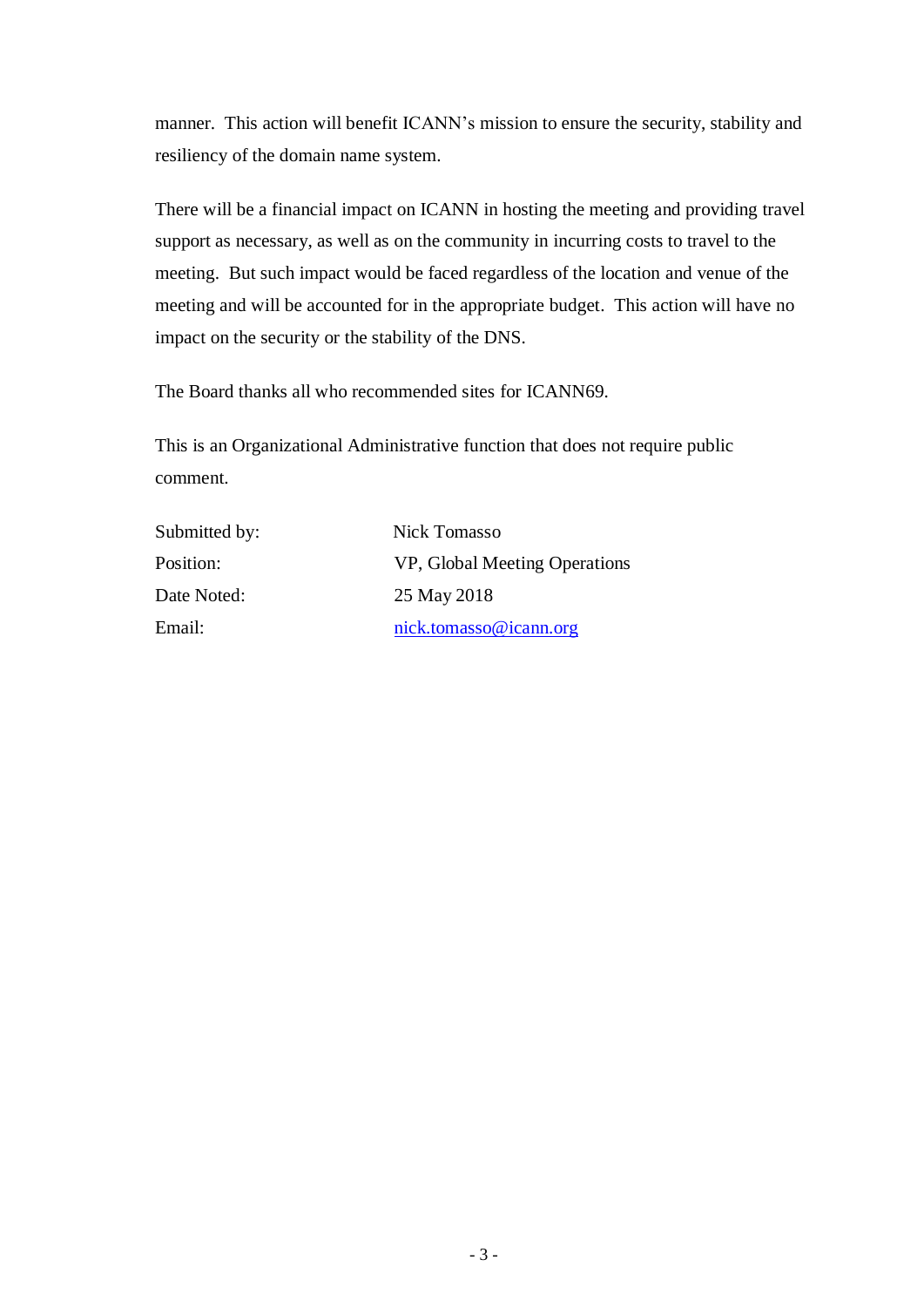manner. This action will benefit ICANN's mission to ensure the security, stability and resiliency of the domain name system.

There will be a financial impact on ICANN in hosting the meeting and providing travel support as necessary, as well as on the community in incurring costs to travel to the meeting. But such impact would be faced regardless of the location and venue of the meeting and will be accounted for in the appropriate budget. This action will have no impact on the security or the stability of the DNS.

The Board thanks all who recommended sites for ICANN69.

This is an Organizational Administrative function that does not require public comment.

| | |
|---|---|
| Submitted by: | Nick Tomasso |
| Position: | VP, Global Meeting Operations |
| Date Noted: | 25 May 2018 |
| Email: | nick.tomasso@icann.org |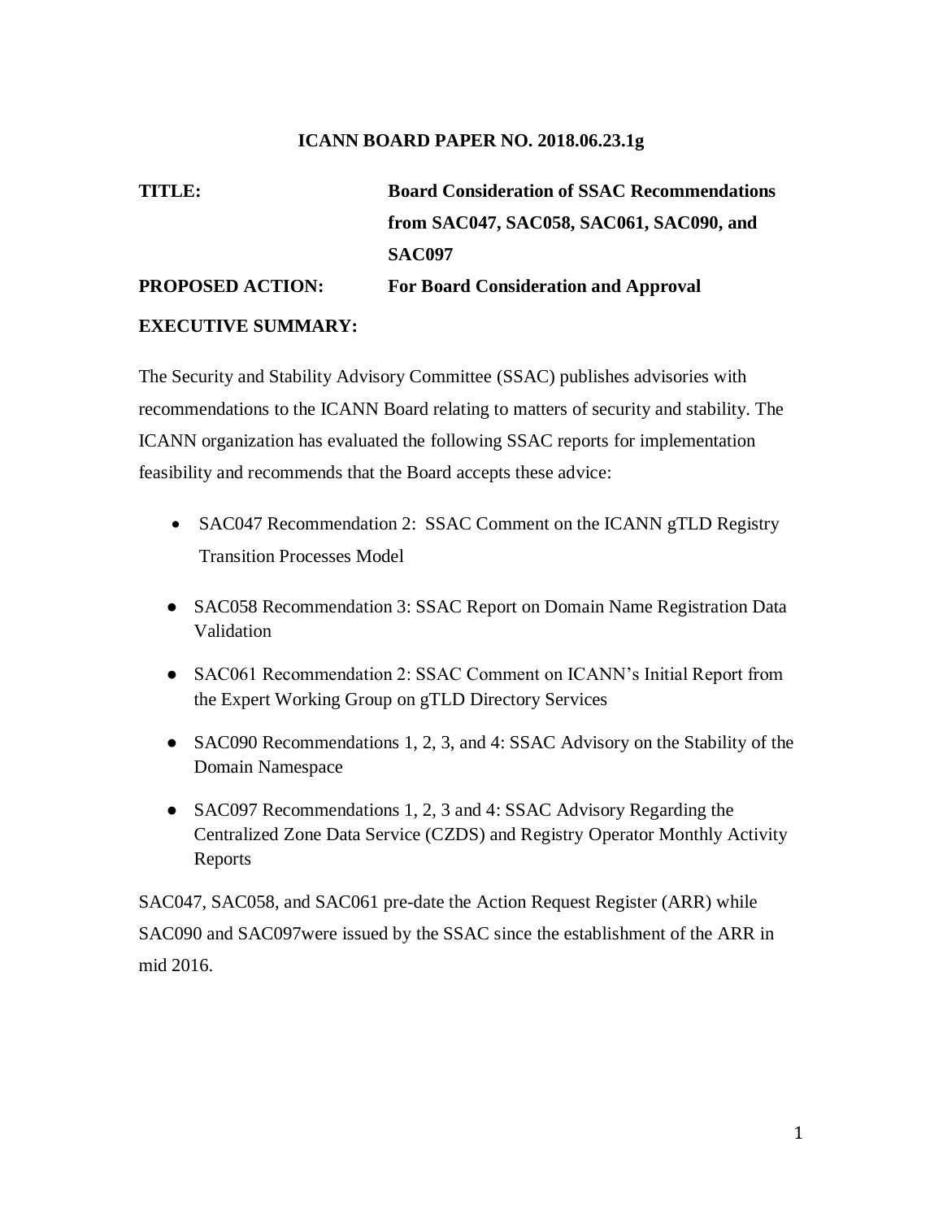**ICANN BOARD PAPER NO. 2018.06.23.1g**

**TITLE:** **Board Consideration of SSAC Recommendations from SAC047, SAC058, SAC061, SAC090, and SAC097**

**PROPOSED ACTION:** **For Board Consideration and Approval**

**EXECUTIVE SUMMARY:**

The Security and Stability Advisory Committee (SSAC) publishes advisories with recommendations to the ICANN Board relating to matters of security and stability. The ICANN organization has evaluated the following SSAC reports for implementation feasibility and recommends that the Board accepts these advice:

- SAC047 Recommendation 2: SSAC Comment on the ICANN gTLD Registry Transition Processes Model
- SAC058 Recommendation 3: SSAC Report on Domain Name Registration Data Validation
- SAC061 Recommendation 2: SSAC Comment on ICANN's Initial Report from the Expert Working Group on gTLD Directory Services
- SAC090 Recommendations 1, 2, 3, and 4: SSAC Advisory on the Stability of the Domain Namespace
- SAC097 Recommendations 1, 2, 3 and 4: SSAC Advisory Regarding the Centralized Zone Data Service (CZDS) and Registry Operator Monthly Activity Reports

SAC047, SAC058, and SAC061 pre-date the Action Request Register (ARR) while SAC090 and SAC097were issued by the SSAC since the establishment of the ARR in mid 2016.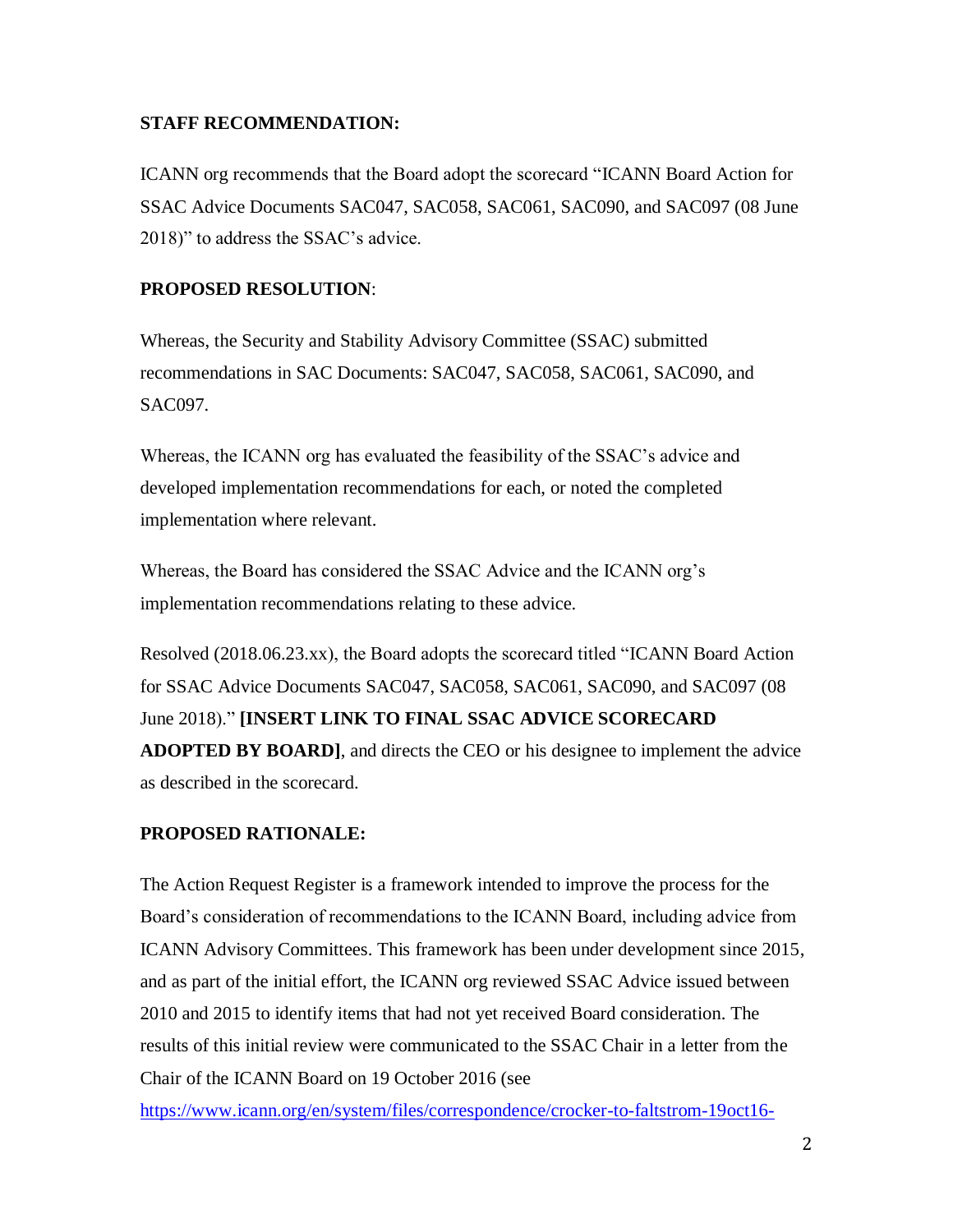**STAFF RECOMMENDATION:**

ICANN org recommends that the Board adopt the scorecard "ICANN Board Action for SSAC Advice Documents SAC047, SAC058, SAC061, SAC090, and SAC097 (08 June 2018)" to address the SSAC's advice.

**PROPOSED RESOLUTION**:

Whereas, the Security and Stability Advisory Committee (SSAC) submitted recommendations in SAC Documents: SAC047, SAC058, SAC061, SAC090, and SAC097.

Whereas, the ICANN org has evaluated the feasibility of the SSAC's advice and developed implementation recommendations for each, or noted the completed implementation where relevant.

Whereas, the Board has considered the SSAC Advice and the ICANN org's implementation recommendations relating to these advice.

Resolved (2018.06.23.xx), the Board adopts the scorecard titled "ICANN Board Action for SSAC Advice Documents SAC047, SAC058, SAC061, SAC090, and SAC097 (08 June 2018)." **[INSERT LINK TO FINAL SSAC ADVICE SCORECARD ADOPTED BY BOARD]**, and directs the CEO or his designee to implement the advice as described in the scorecard.

**PROPOSED RATIONALE:**

The Action Request Register is a framework intended to improve the process for the Board's consideration of recommendations to the ICANN Board, including advice from ICANN Advisory Committees. This framework has been under development since 2015, and as part of the initial effort, the ICANN org reviewed SSAC Advice issued between 2010 and 2015 to identify items that had not yet received Board consideration. The results of this initial review were communicated to the SSAC Chair in a letter from the Chair of the ICANN Board on 19 October 2016 (see https://www.icann.org/en/system/files/correspondence/crocker-to-faltstrom-19oct16-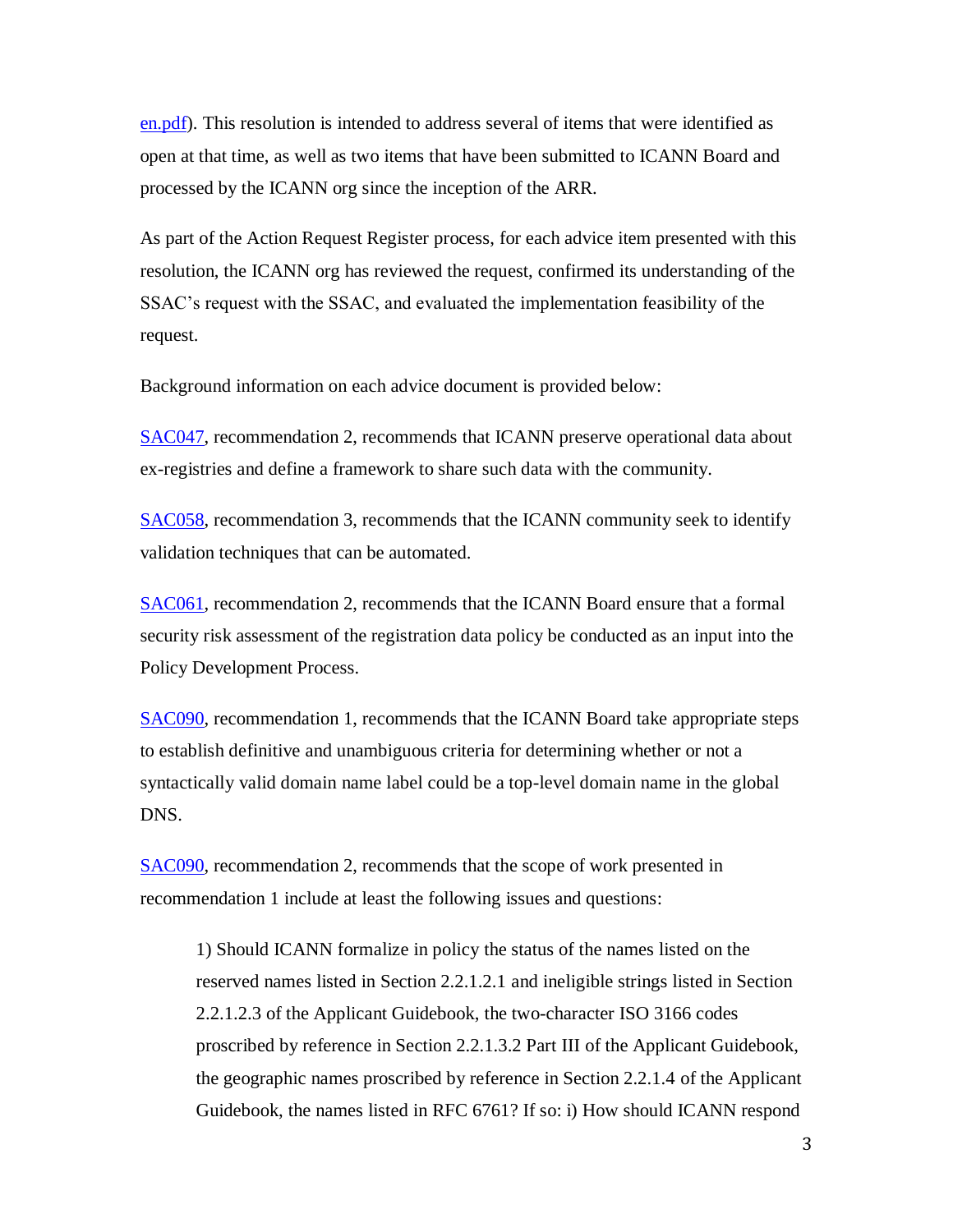en.pdf). This resolution is intended to address several of items that were identified as open at that time, as well as two items that have been submitted to ICANN Board and processed by the ICANN org since the inception of the ARR.

As part of the Action Request Register process, for each advice item presented with this resolution, the ICANN org has reviewed the request, confirmed its understanding of the SSAC's request with the SSAC, and evaluated the implementation feasibility of the request.

Background information on each advice document is provided below:

SAC047, recommendation 2, recommends that ICANN preserve operational data about ex-registries and define a framework to share such data with the community.

SAC058, recommendation 3, recommends that the ICANN community seek to identify validation techniques that can be automated.

SAC061, recommendation 2, recommends that the ICANN Board ensure that a formal security risk assessment of the registration data policy be conducted as an input into the Policy Development Process.

SAC090, recommendation 1, recommends that the ICANN Board take appropriate steps to establish definitive and unambiguous criteria for determining whether or not a syntactically valid domain name label could be a top-level domain name in the global DNS.

SAC090, recommendation 2, recommends that the scope of work presented in recommendation 1 include at least the following issues and questions:

> 1) Should ICANN formalize in policy the status of the names listed on the reserved names listed in Section 2.2.1.2.1 and ineligible strings listed in Section 2.2.1.2.3 of the Applicant Guidebook, the two-character ISO 3166 codes proscribed by reference in Section 2.2.1.3.2 Part III of the Applicant Guidebook, the geographic names proscribed by reference in Section 2.2.1.4 of the Applicant Guidebook, the names listed in RFC 6761? If so: i) How should ICANN respond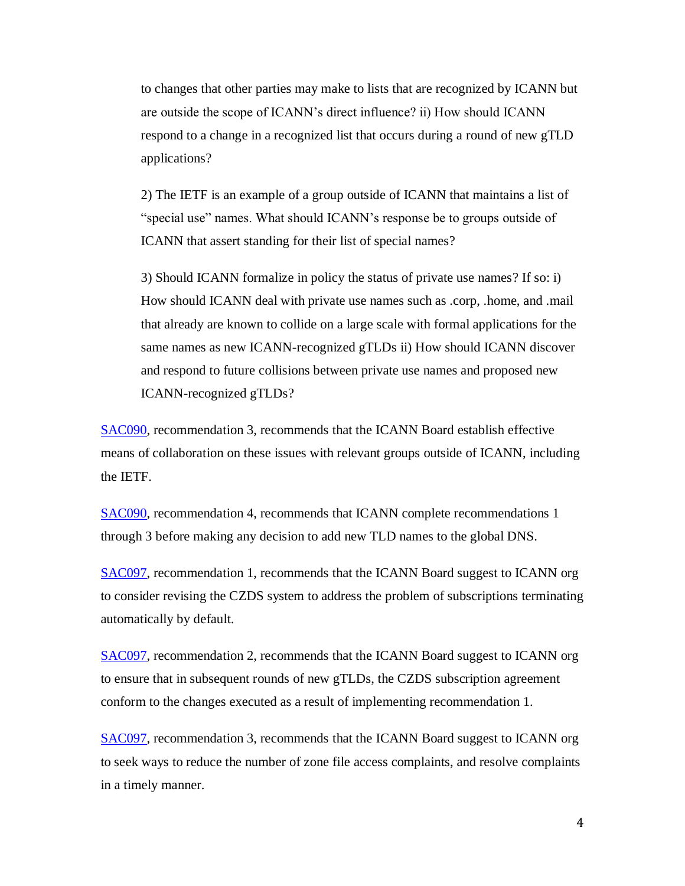to changes that other parties may make to lists that are recognized by ICANN but are outside the scope of ICANN's direct influence? ii) How should ICANN respond to a change in a recognized list that occurs during a round of new gTLD applications?

2) The IETF is an example of a group outside of ICANN that maintains a list of "special use" names. What should ICANN's response be to groups outside of ICANN that assert standing for their list of special names?

3) Should ICANN formalize in policy the status of private use names? If so: i) How should ICANN deal with private use names such as .corp, .home, and .mail that already are known to collide on a large scale with formal applications for the same names as new ICANN-recognized gTLDs ii) How should ICANN discover and respond to future collisions between private use names and proposed new ICANN-recognized gTLDs?

SAC090, recommendation 3, recommends that the ICANN Board establish effective means of collaboration on these issues with relevant groups outside of ICANN, including the IETF.

SAC090, recommendation 4, recommends that ICANN complete recommendations 1 through 3 before making any decision to add new TLD names to the global DNS.

SAC097, recommendation 1, recommends that the ICANN Board suggest to ICANN org to consider revising the CZDS system to address the problem of subscriptions terminating automatically by default.

SAC097, recommendation 2, recommends that the ICANN Board suggest to ICANN org to ensure that in subsequent rounds of new gTLDs, the CZDS subscription agreement conform to the changes executed as a result of implementing recommendation 1.

SAC097, recommendation 3, recommends that the ICANN Board suggest to ICANN org to seek ways to reduce the number of zone file access complaints, and resolve complaints in a timely manner.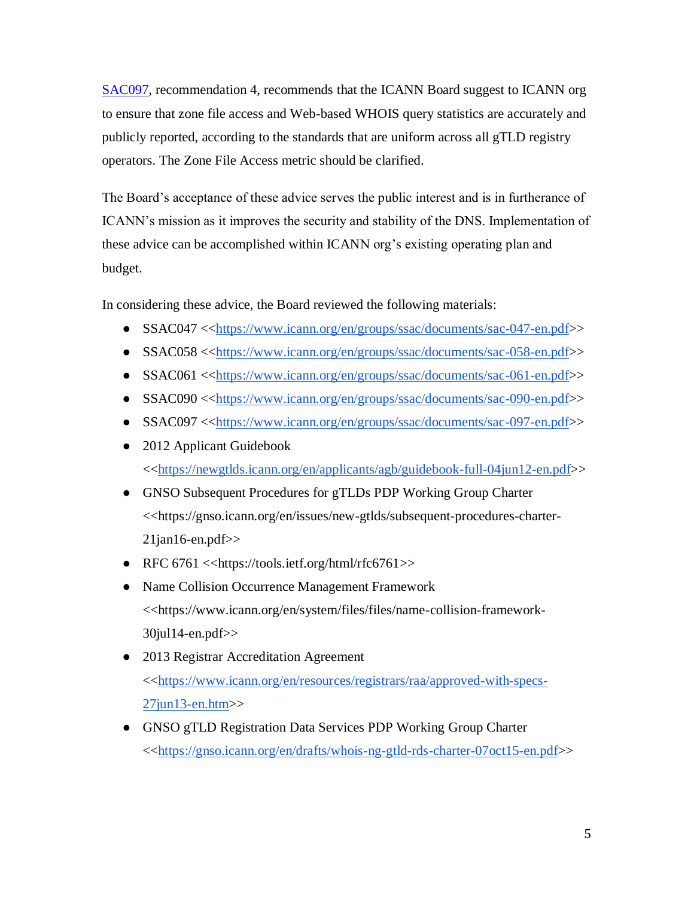[SAC097](https://www.icann.org/en/groups/ssac/documents/sac-097-en.pdf), recommendation 4, recommends that the ICANN Board suggest to ICANN org to ensure that zone file access and Web-based WHOIS query statistics are accurately and publicly reported, according to the standards that are uniform across all gTLD registry operators. The Zone File Access metric should be clarified.

The Board's acceptance of these advice serves the public interest and is in furtherance of ICANN's mission as it improves the security and stability of the DNS. Implementation of these advice can be accomplished within ICANN org's existing operating plan and budget.

In considering these advice, the Board reviewed the following materials:

- SSAC047 <<https://www.icann.org/en/groups/ssac/documents/sac-047-en.pdf>>
- SSAC058 <<https://www.icann.org/en/groups/ssac/documents/sac-058-en.pdf>>
- SSAC061 <<https://www.icann.org/en/groups/ssac/documents/sac-061-en.pdf>>
- SSAC090 <<https://www.icann.org/en/groups/ssac/documents/sac-090-en.pdf>>
- SSAC097 <<https://www.icann.org/en/groups/ssac/documents/sac-097-en.pdf>>
- 2012 Applicant Guidebook <<https://newgtlds.icann.org/en/applicants/agb/guidebook-full-04jun12-en.pdf>>
- GNSO Subsequent Procedures for gTLDs PDP Working Group Charter <<https://gnso.icann.org/en/issues/new-gtlds/subsequent-procedures-charter-21jan16-en.pdf>>
- RFC 6761 <<https://tools.ietf.org/html/rfc6761>>
- Name Collision Occurrence Management Framework <<https://www.icann.org/en/system/files/files/name-collision-framework-30jul14-en.pdf>>
- 2013 Registrar Accreditation Agreement <<https://www.icann.org/en/resources/registrars/raa/approved-with-specs-27jun13-en.htm>>
- GNSO gTLD Registration Data Services PDP Working Group Charter <<https://gnso.icann.org/en/drafts/whois-ng-gtld-rds-charter-07oct15-en.pdf>>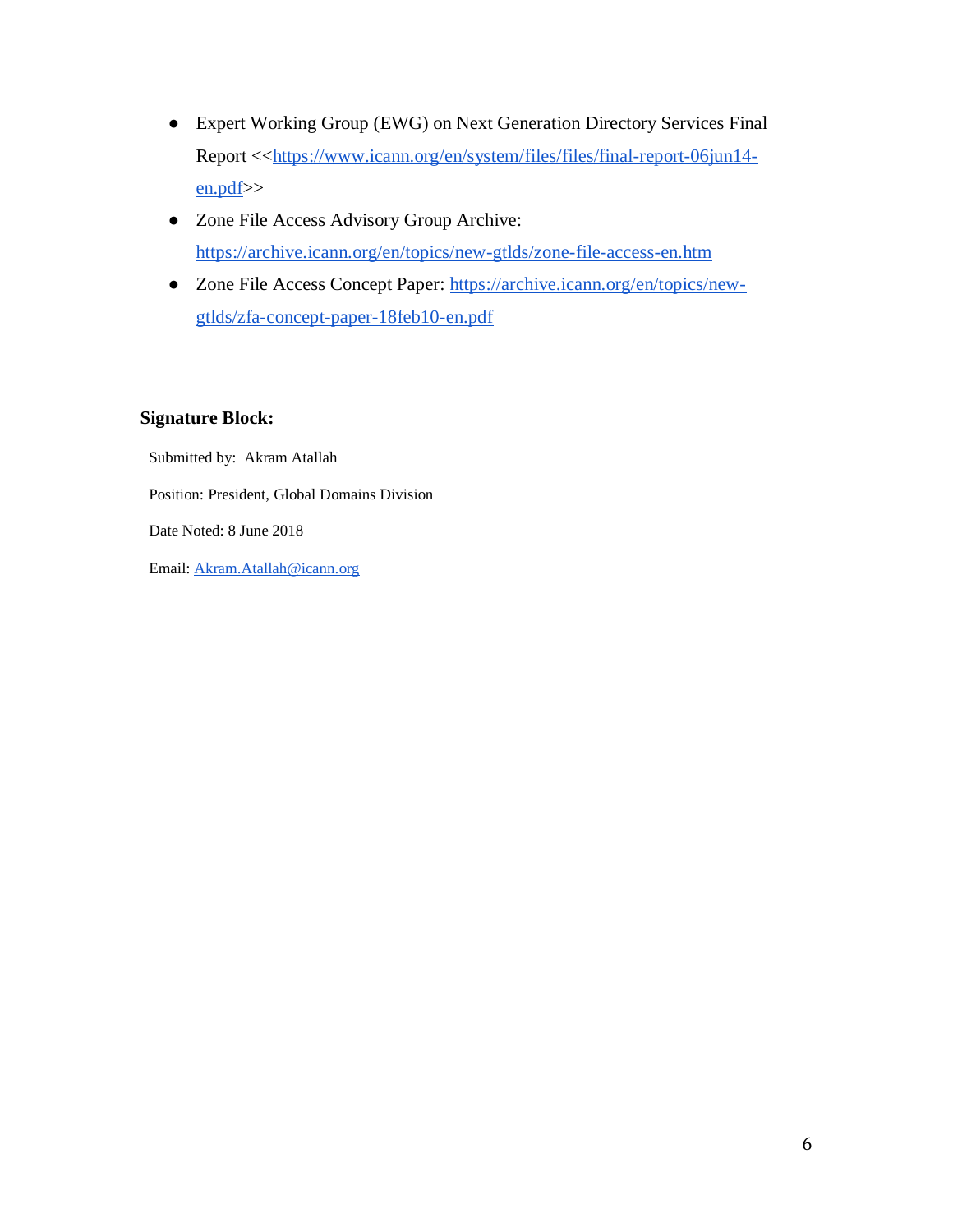- Expert Working Group (EWG) on Next Generation Directory Services Final Report <<https://www.icann.org/en/system/files/files/final-report-06jun14-en.pdf>>
- Zone File Access Advisory Group Archive: https://archive.icann.org/en/topics/new-gtlds/zone-file-access-en.htm
- Zone File Access Concept Paper: https://archive.icann.org/en/topics/new-gtlds/zfa-concept-paper-18feb10-en.pdf

**Signature Block:**

Submitted by: Akram Atallah

Position: President, Global Domains Division

Date Noted: 8 June 2018

Email: Akram.Atallah@icann.org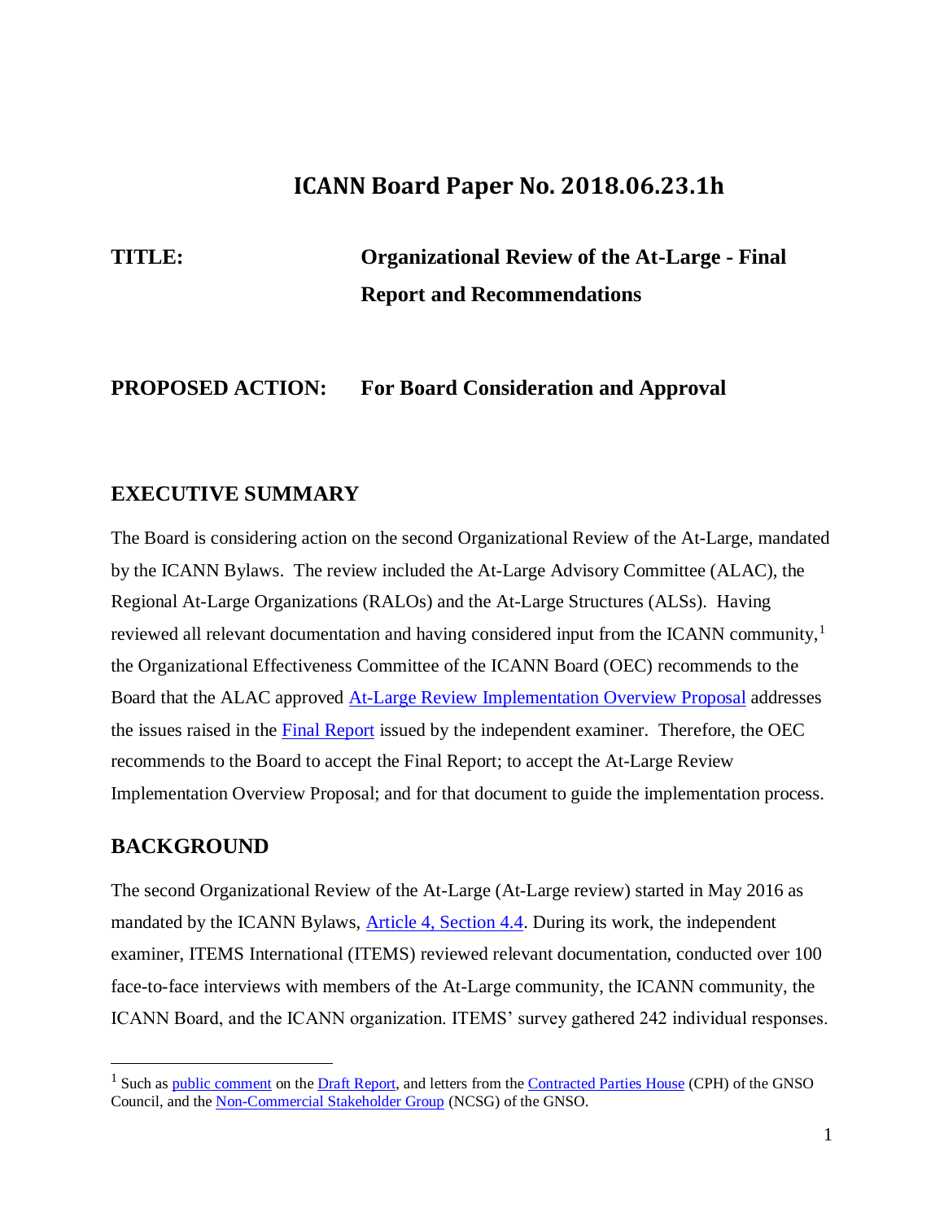# ICANN Board Paper No. 2018.06.23.1h

**TITLE:** **Organizational Review of the At-Large - Final Report and Recommendations**

**PROPOSED ACTION:** **For Board Consideration and Approval**

## EXECUTIVE SUMMARY

The Board is considering action on the second Organizational Review of the At-Large, mandated by the ICANN Bylaws. The review included the At-Large Advisory Committee (ALAC), the Regional At-Large Organizations (RALOs) and the At-Large Structures (ALSs). Having reviewed all relevant documentation and having considered input from the ICANN community,[1] the Organizational Effectiveness Committee of the ICANN Board (OEC) recommends to the Board that the ALAC approved At-Large Review Implementation Overview Proposal addresses the issues raised in the Final Report issued by the independent examiner. Therefore, the OEC recommends to the Board to accept the Final Report; to accept the At-Large Review Implementation Overview Proposal; and for that document to guide the implementation process.

## BACKGROUND

The second Organizational Review of the At-Large (At-Large review) started in May 2016 as mandated by the ICANN Bylaws, Article 4, Section 4.4. During its work, the independent examiner, ITEMS International (ITEMS) reviewed relevant documentation, conducted over 100 face-to-face interviews with members of the At-Large community, the ICANN community, the ICANN Board, and the ICANN organization. ITEMS' survey gathered 242 individual responses.

[1] Such as public comment on the Draft Report, and letters from the Contracted Parties House (CPH) of the GNSO Council, and the Non-Commercial Stakeholder Group (NCSG) of the GNSO.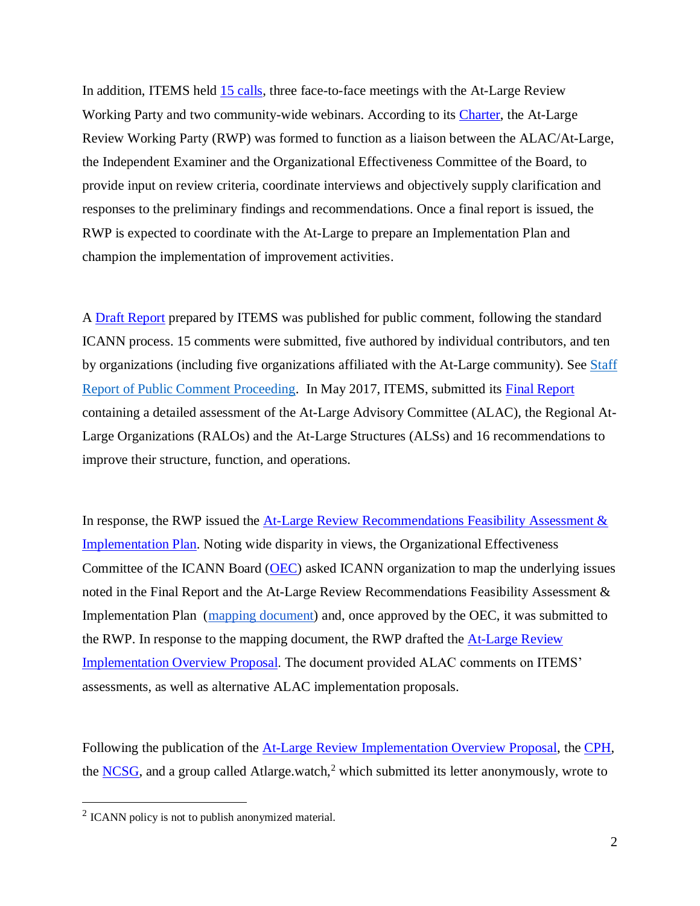In addition, ITEMS held 15 calls, three face-to-face meetings with the At-Large Review Working Party and two community-wide webinars. According to its Charter, the At-Large Review Working Party (RWP) was formed to function as a liaison between the ALAC/At-Large, the Independent Examiner and the Organizational Effectiveness Committee of the Board, to provide input on review criteria, coordinate interviews and objectively supply clarification and responses to the preliminary findings and recommendations. Once a final report is issued, the RWP is expected to coordinate with the At-Large to prepare an Implementation Plan and champion the implementation of improvement activities.

A Draft Report prepared by ITEMS was published for public comment, following the standard ICANN process. 15 comments were submitted, five authored by individual contributors, and ten by organizations (including five organizations affiliated with the At-Large community). See Staff Report of Public Comment Proceeding. In May 2017, ITEMS, submitted its Final Report containing a detailed assessment of the At-Large Advisory Committee (ALAC), the Regional At-Large Organizations (RALOs) and the At-Large Structures (ALSs) and 16 recommendations to improve their structure, function, and operations.

In response, the RWP issued the At-Large Review Recommendations Feasibility Assessment & Implementation Plan. Noting wide disparity in views, the Organizational Effectiveness Committee of the ICANN Board (OEC) asked ICANN organization to map the underlying issues noted in the Final Report and the At-Large Review Recommendations Feasibility Assessment & Implementation Plan (mapping document) and, once approved by the OEC, it was submitted to the RWP. In response to the mapping document, the RWP drafted the At-Large Review Implementation Overview Proposal. The document provided ALAC comments on ITEMS' assessments, as well as alternative ALAC implementation proposals.

Following the publication of the At-Large Review Implementation Overview Proposal, the CPH, the NCSG, and a group called Atlarge.watch,[2] which submitted its letter anonymously, wrote to

[2] ICANN policy is not to publish anonymized material.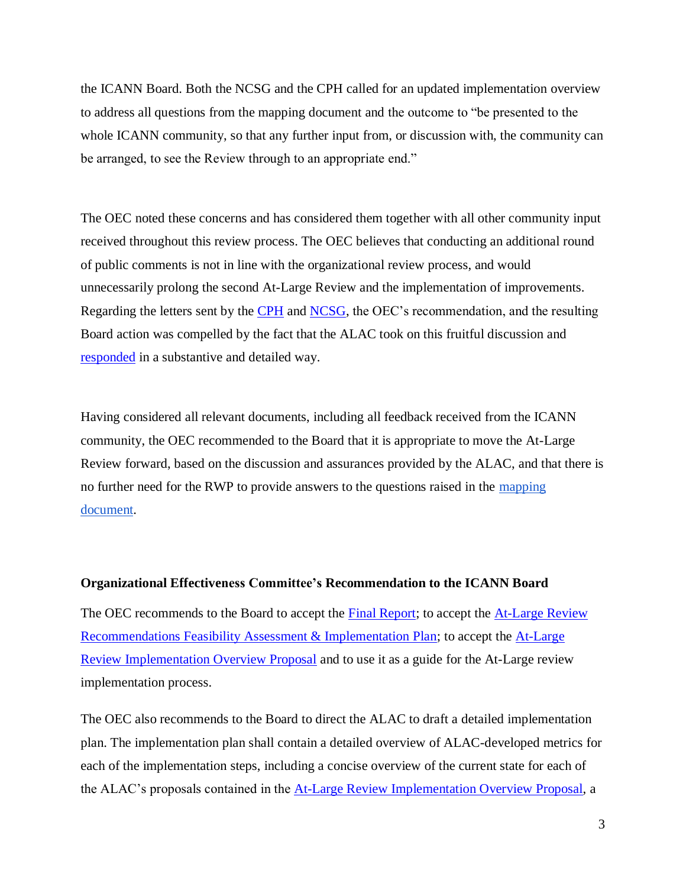the ICANN Board. Both the NCSG and the CPH called for an updated implementation overview to address all questions from the mapping document and the outcome to "be presented to the whole ICANN community, so that any further input from, or discussion with, the community can be arranged, to see the Review through to an appropriate end."

The OEC noted these concerns and has considered them together with all other community input received throughout this review process. The OEC believes that conducting an additional round of public comments is not in line with the organizational review process, and would unnecessarily prolong the second At-Large Review and the implementation of improvements. Regarding the letters sent by the CPH and NCSG, the OEC's recommendation, and the resulting Board action was compelled by the fact that the ALAC took on this fruitful discussion and responded in a substantive and detailed way.

Having considered all relevant documents, including all feedback received from the ICANN community, the OEC recommended to the Board that it is appropriate to move the At-Large Review forward, based on the discussion and assurances provided by the ALAC, and that there is no further need for the RWP to provide answers to the questions raised in the mapping document.

**Organizational Effectiveness Committee's Recommendation to the ICANN Board**

The OEC recommends to the Board to accept the Final Report; to accept the At-Large Review Recommendations Feasibility Assessment & Implementation Plan; to accept the At-Large Review Implementation Overview Proposal and to use it as a guide for the At-Large review implementation process.

The OEC also recommends to the Board to direct the ALAC to draft a detailed implementation plan. The implementation plan shall contain a detailed overview of ALAC-developed metrics for each of the implementation steps, including a concise overview of the current state for each of the ALAC's proposals contained in the At-Large Review Implementation Overview Proposal, a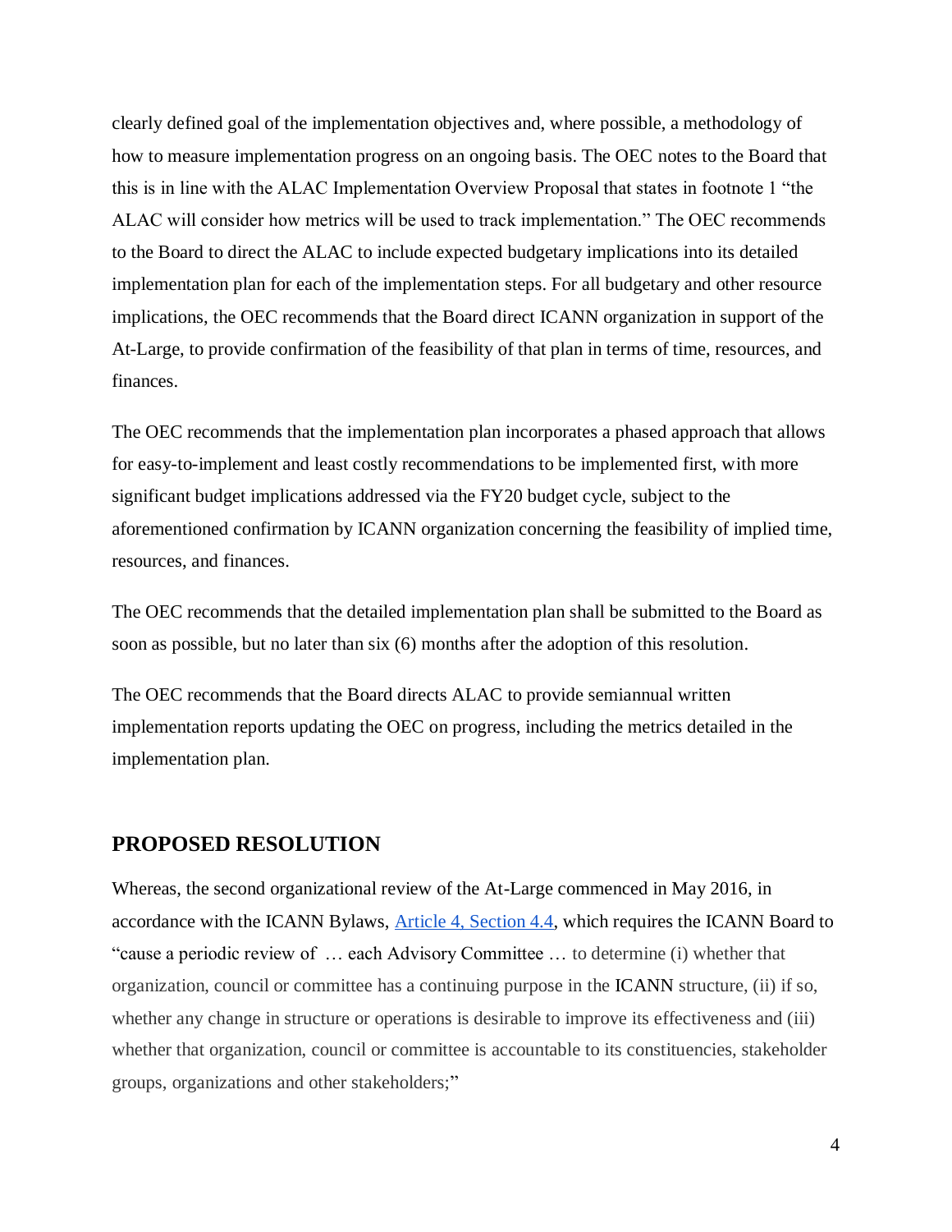clearly defined goal of the implementation objectives and, where possible, a methodology of how to measure implementation progress on an ongoing basis. The OEC notes to the Board that this is in line with the ALAC Implementation Overview Proposal that states in footnote 1 "the ALAC will consider how metrics will be used to track implementation." The OEC recommends to the Board to direct the ALAC to include expected budgetary implications into its detailed implementation plan for each of the implementation steps. For all budgetary and other resource implications, the OEC recommends that the Board direct ICANN organization in support of the At-Large, to provide confirmation of the feasibility of that plan in terms of time, resources, and finances.

The OEC recommends that the implementation plan incorporates a phased approach that allows for easy-to-implement and least costly recommendations to be implemented first, with more significant budget implications addressed via the FY20 budget cycle, subject to the aforementioned confirmation by ICANN organization concerning the feasibility of implied time, resources, and finances.

The OEC recommends that the detailed implementation plan shall be submitted to the Board as soon as possible, but no later than six (6) months after the adoption of this resolution.

The OEC recommends that the Board directs ALAC to provide semiannual written implementation reports updating the OEC on progress, including the metrics detailed in the implementation plan.

## PROPOSED RESOLUTION

Whereas, the second organizational review of the At-Large commenced in May 2016, in accordance with the ICANN Bylaws, [Article 4, Section 4.4](), which requires the ICANN Board to "cause a periodic review of … each Advisory Committee … to determine (i) whether that organization, council or committee has a continuing purpose in the ICANN structure, (ii) if so, whether any change in structure or operations is desirable to improve its effectiveness and (iii) whether that organization, council or committee is accountable to its constituencies, stakeholder groups, organizations and other stakeholders;"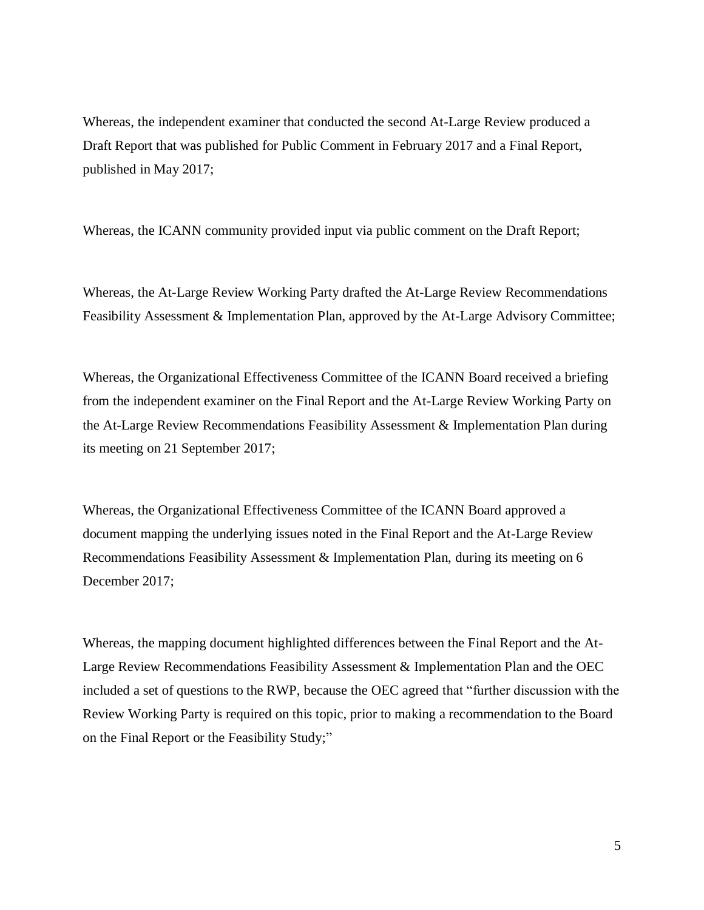Whereas, the independent examiner that conducted the second At-Large Review produced a Draft Report that was published for Public Comment in February 2017 and a Final Report, published in May 2017;

Whereas, the ICANN community provided input via public comment on the Draft Report;

Whereas, the At-Large Review Working Party drafted the At-Large Review Recommendations Feasibility Assessment & Implementation Plan, approved by the At-Large Advisory Committee;

Whereas, the Organizational Effectiveness Committee of the ICANN Board received a briefing from the independent examiner on the Final Report and the At-Large Review Working Party on the At-Large Review Recommendations Feasibility Assessment & Implementation Plan during its meeting on 21 September 2017;

Whereas, the Organizational Effectiveness Committee of the ICANN Board approved a document mapping the underlying issues noted in the Final Report and the At-Large Review Recommendations Feasibility Assessment & Implementation Plan, during its meeting on 6 December 2017;

Whereas, the mapping document highlighted differences between the Final Report and the At-Large Review Recommendations Feasibility Assessment & Implementation Plan and the OEC included a set of questions to the RWP, because the OEC agreed that "further discussion with the Review Working Party is required on this topic, prior to making a recommendation to the Board on the Final Report or the Feasibility Study;"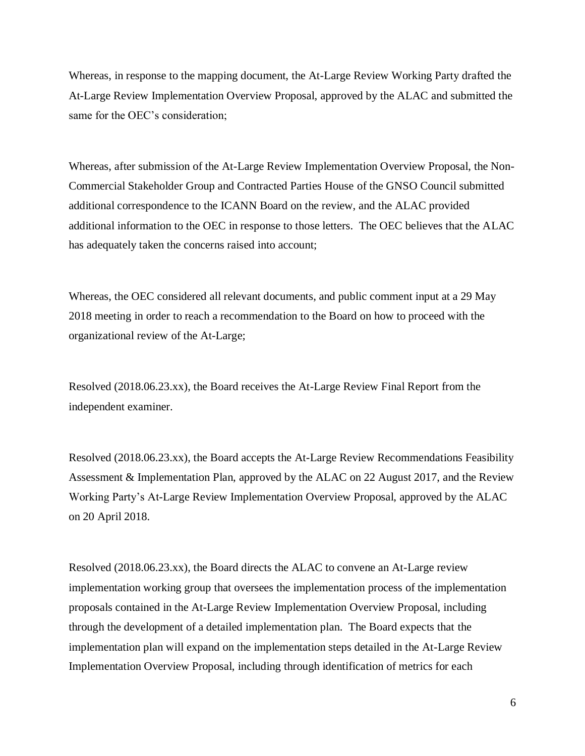Whereas, in response to the mapping document, the At-Large Review Working Party drafted the At-Large Review Implementation Overview Proposal, approved by the ALAC and submitted the same for the OEC's consideration;

Whereas, after submission of the At-Large Review Implementation Overview Proposal, the Non-Commercial Stakeholder Group and Contracted Parties House of the GNSO Council submitted additional correspondence to the ICANN Board on the review, and the ALAC provided additional information to the OEC in response to those letters. The OEC believes that the ALAC has adequately taken the concerns raised into account;

Whereas, the OEC considered all relevant documents, and public comment input at a 29 May 2018 meeting in order to reach a recommendation to the Board on how to proceed with the organizational review of the At-Large;

Resolved (2018.06.23.xx), the Board receives the At-Large Review Final Report from the independent examiner.

Resolved (2018.06.23.xx), the Board accepts the At-Large Review Recommendations Feasibility Assessment & Implementation Plan, approved by the ALAC on 22 August 2017, and the Review Working Party's At-Large Review Implementation Overview Proposal, approved by the ALAC on 20 April 2018.

Resolved (2018.06.23.xx), the Board directs the ALAC to convene an At-Large review implementation working group that oversees the implementation process of the implementation proposals contained in the At-Large Review Implementation Overview Proposal, including through the development of a detailed implementation plan. The Board expects that the implementation plan will expand on the implementation steps detailed in the At-Large Review Implementation Overview Proposal, including through identification of metrics for each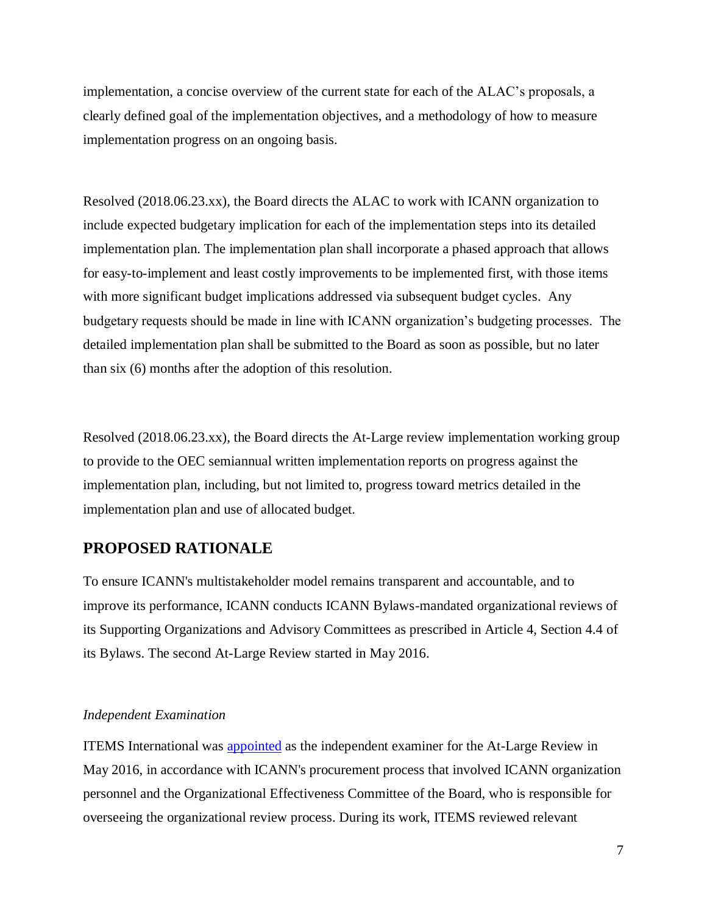implementation, a concise overview of the current state for each of the ALAC's proposals, a clearly defined goal of the implementation objectives, and a methodology of how to measure implementation progress on an ongoing basis.

Resolved (2018.06.23.xx), the Board directs the ALAC to work with ICANN organization to include expected budgetary implication for each of the implementation steps into its detailed implementation plan. The implementation plan shall incorporate a phased approach that allows for easy-to-implement and least costly improvements to be implemented first, with those items with more significant budget implications addressed via subsequent budget cycles. Any budgetary requests should be made in line with ICANN organization's budgeting processes. The detailed implementation plan shall be submitted to the Board as soon as possible, but no later than six (6) months after the adoption of this resolution.

Resolved (2018.06.23.xx), the Board directs the At-Large review implementation working group to provide to the OEC semiannual written implementation reports on progress against the implementation plan, including, but not limited to, progress toward metrics detailed in the implementation plan and use of allocated budget.

## PROPOSED RATIONALE

To ensure ICANN's multistakeholder model remains transparent and accountable, and to improve its performance, ICANN conducts ICANN Bylaws-mandated organizational reviews of its Supporting Organizations and Advisory Committees as prescribed in Article 4, Section 4.4 of its Bylaws. The second At-Large Review started in May 2016.

*Independent Examination*

ITEMS International was appointed as the independent examiner for the At-Large Review in May 2016, in accordance with ICANN's procurement process that involved ICANN organization personnel and the Organizational Effectiveness Committee of the Board, who is responsible for overseeing the organizational review process. During its work, ITEMS reviewed relevant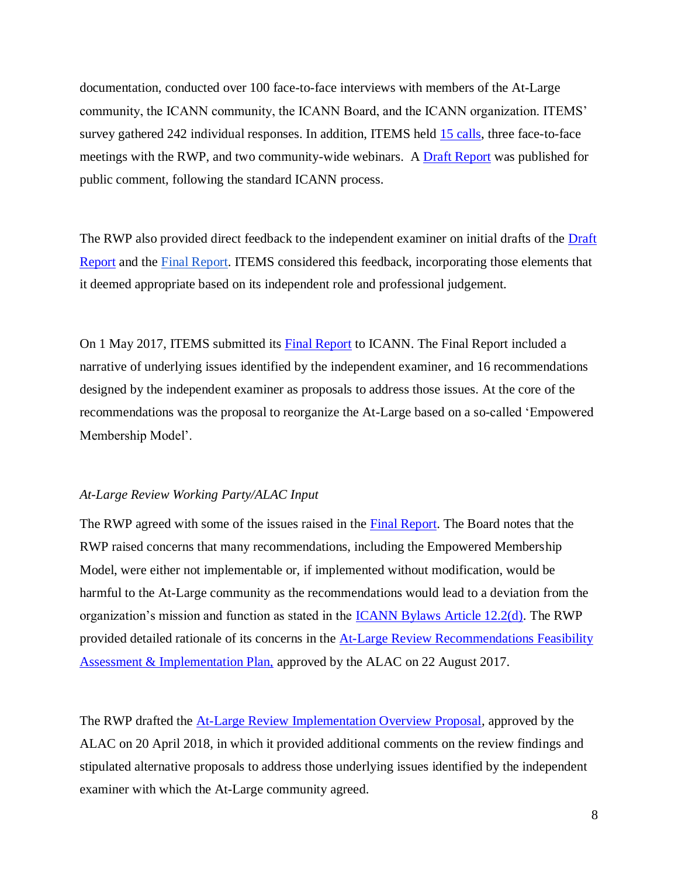documentation, conducted over 100 face-to-face interviews with members of the At-Large community, the ICANN community, the ICANN Board, and the ICANN organization. ITEMS' survey gathered 242 individual responses. In addition, ITEMS held 15 calls, three face-to-face meetings with the RWP, and two community-wide webinars. A Draft Report was published for public comment, following the standard ICANN process.

The RWP also provided direct feedback to the independent examiner on initial drafts of the Draft Report and the Final Report. ITEMS considered this feedback, incorporating those elements that it deemed appropriate based on its independent role and professional judgement.

On 1 May 2017, ITEMS submitted its Final Report to ICANN. The Final Report included a narrative of underlying issues identified by the independent examiner, and 16 recommendations designed by the independent examiner as proposals to address those issues. At the core of the recommendations was the proposal to reorganize the At-Large based on a so-called 'Empowered Membership Model'.

*At-Large Review Working Party/ALAC Input*

The RWP agreed with some of the issues raised in the Final Report. The Board notes that the RWP raised concerns that many recommendations, including the Empowered Membership Model, were either not implementable or, if implemented without modification, would be harmful to the At-Large community as the recommendations would lead to a deviation from the organization's mission and function as stated in the ICANN Bylaws Article 12.2(d). The RWP provided detailed rationale of its concerns in the At-Large Review Recommendations Feasibility Assessment & Implementation Plan, approved by the ALAC on 22 August 2017.

The RWP drafted the At-Large Review Implementation Overview Proposal, approved by the ALAC on 20 April 2018, in which it provided additional comments on the review findings and stipulated alternative proposals to address those underlying issues identified by the independent examiner with which the At-Large community agreed.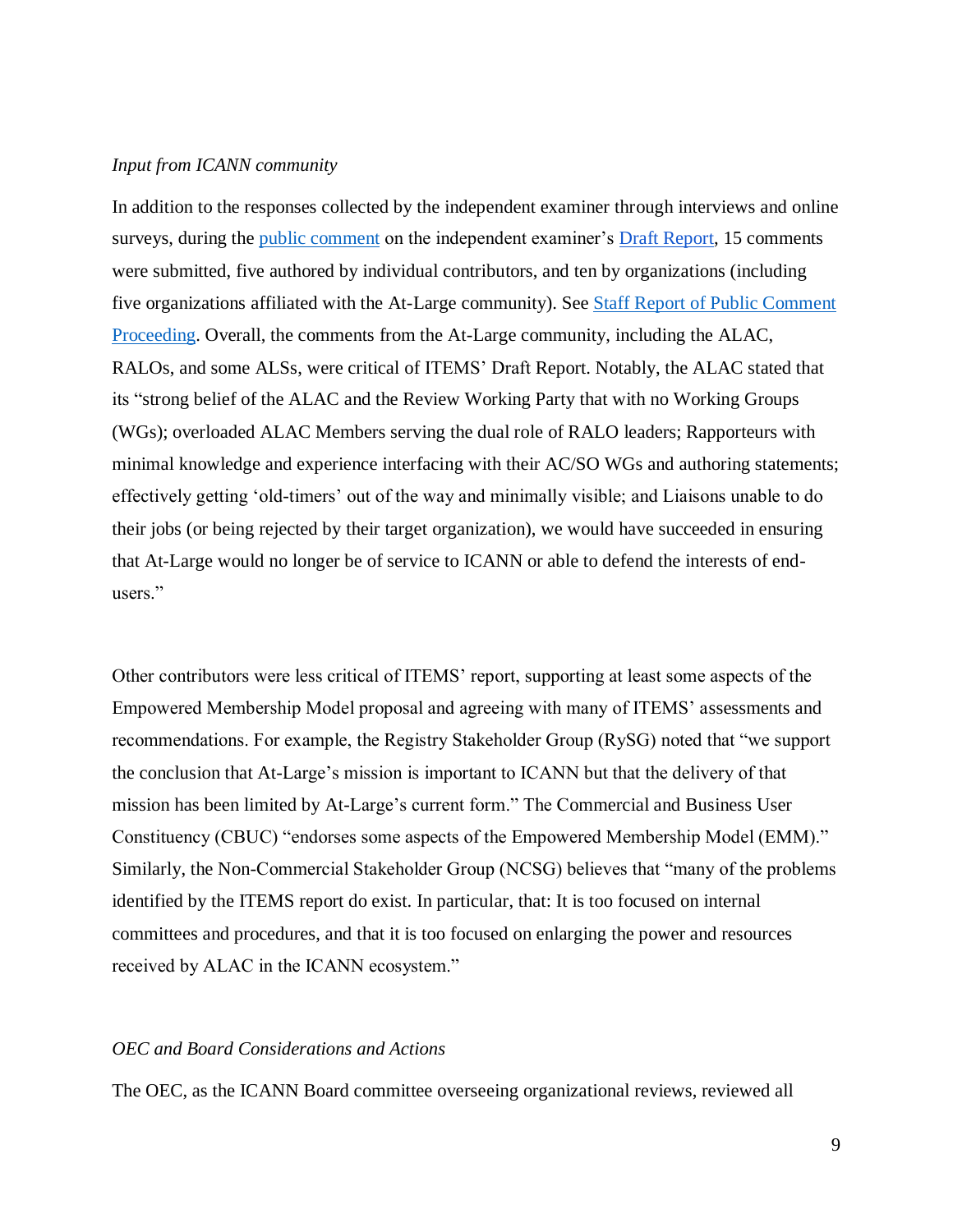*Input from ICANN community*

In addition to the responses collected by the independent examiner through interviews and online surveys, during the public comment on the independent examiner's Draft Report, 15 comments were submitted, five authored by individual contributors, and ten by organizations (including five organizations affiliated with the At-Large community). See Staff Report of Public Comment Proceeding. Overall, the comments from the At-Large community, including the ALAC, RALOs, and some ALSs, were critical of ITEMS' Draft Report. Notably, the ALAC stated that its "strong belief of the ALAC and the Review Working Party that with no Working Groups (WGs); overloaded ALAC Members serving the dual role of RALO leaders; Rapporteurs with minimal knowledge and experience interfacing with their AC/SO WGs and authoring statements; effectively getting 'old-timers' out of the way and minimally visible; and Liaisons unable to do their jobs (or being rejected by their target organization), we would have succeeded in ensuring that At-Large would no longer be of service to ICANN or able to defend the interests of end-users."

Other contributors were less critical of ITEMS' report, supporting at least some aspects of the Empowered Membership Model proposal and agreeing with many of ITEMS' assessments and recommendations. For example, the Registry Stakeholder Group (RySG) noted that "we support the conclusion that At-Large's mission is important to ICANN but that the delivery of that mission has been limited by At-Large's current form." The Commercial and Business User Constituency (CBUC) "endorses some aspects of the Empowered Membership Model (EMM)." Similarly, the Non-Commercial Stakeholder Group (NCSG) believes that "many of the problems identified by the ITEMS report do exist. In particular, that: It is too focused on internal committees and procedures, and that it is too focused on enlarging the power and resources received by ALAC in the ICANN ecosystem."

*OEC and Board Considerations and Actions*

The OEC, as the ICANN Board committee overseeing organizational reviews, reviewed all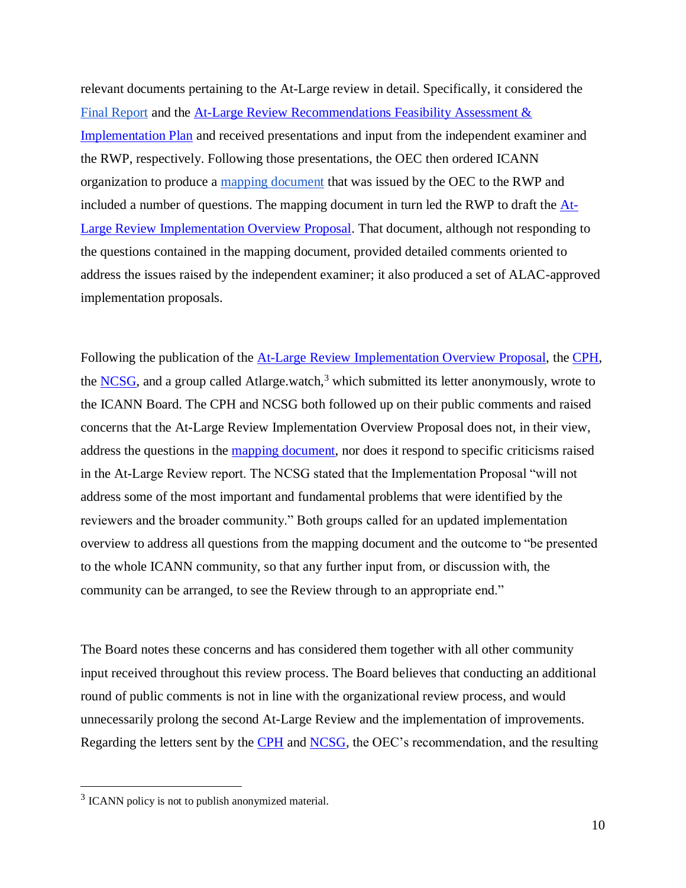relevant documents pertaining to the At-Large review in detail. Specifically, it considered the Final Report and the At-Large Review Recommendations Feasibility Assessment & Implementation Plan and received presentations and input from the independent examiner and the RWP, respectively. Following those presentations, the OEC then ordered ICANN organization to produce a mapping document that was issued by the OEC to the RWP and included a number of questions. The mapping document in turn led the RWP to draft the At-Large Review Implementation Overview Proposal. That document, although not responding to the questions contained in the mapping document, provided detailed comments oriented to address the issues raised by the independent examiner; it also produced a set of ALAC-approved implementation proposals.

Following the publication of the At-Large Review Implementation Overview Proposal, the CPH, the NCSG, and a group called Atlarge.watch,[3] which submitted its letter anonymously, wrote to the ICANN Board. The CPH and NCSG both followed up on their public comments and raised concerns that the At-Large Review Implementation Overview Proposal does not, in their view, address the questions in the mapping document, nor does it respond to specific criticisms raised in the At-Large Review report. The NCSG stated that the Implementation Proposal "will not address some of the most important and fundamental problems that were identified by the reviewers and the broader community." Both groups called for an updated implementation overview to address all questions from the mapping document and the outcome to "be presented to the whole ICANN community, so that any further input from, or discussion with, the community can be arranged, to see the Review through to an appropriate end."

The Board notes these concerns and has considered them together with all other community input received throughout this review process. The Board believes that conducting an additional round of public comments is not in line with the organizational review process, and would unnecessarily prolong the second At-Large Review and the implementation of improvements. Regarding the letters sent by the CPH and NCSG, the OEC's recommendation, and the resulting

---

[3] ICANN policy is not to publish anonymized material.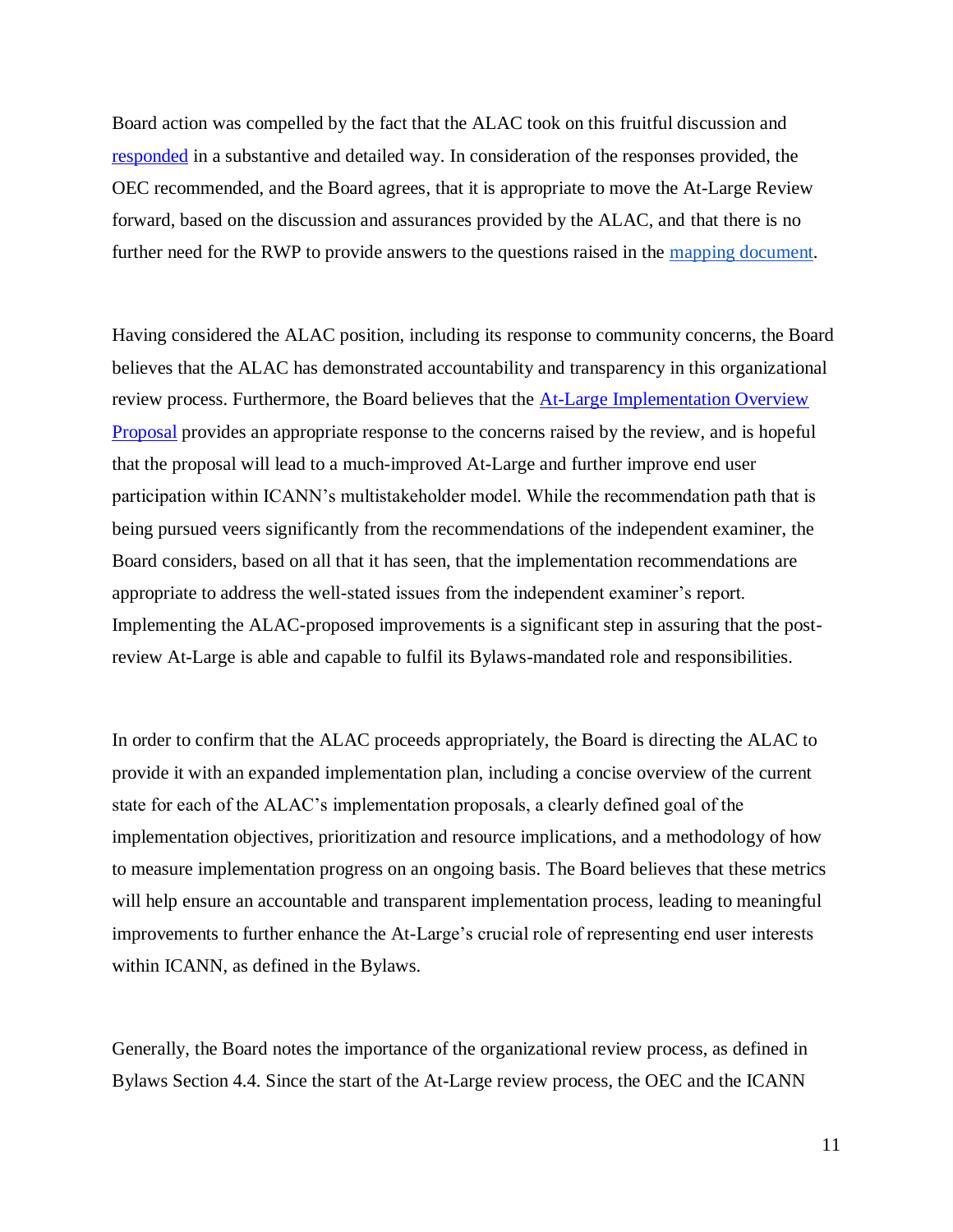Board action was compelled by the fact that the ALAC took on this fruitful discussion and responded in a substantive and detailed way. In consideration of the responses provided, the OEC recommended, and the Board agrees, that it is appropriate to move the At-Large Review forward, based on the discussion and assurances provided by the ALAC, and that there is no further need for the RWP to provide answers to the questions raised in the mapping document.

Having considered the ALAC position, including its response to community concerns, the Board believes that the ALAC has demonstrated accountability and transparency in this organizational review process. Furthermore, the Board believes that the At-Large Implementation Overview Proposal provides an appropriate response to the concerns raised by the review, and is hopeful that the proposal will lead to a much-improved At-Large and further improve end user participation within ICANN's multistakeholder model. While the recommendation path that is being pursued veers significantly from the recommendations of the independent examiner, the Board considers, based on all that it has seen, that the implementation recommendations are appropriate to address the well-stated issues from the independent examiner's report. Implementing the ALAC-proposed improvements is a significant step in assuring that the post-review At-Large is able and capable to fulfil its Bylaws-mandated role and responsibilities.

In order to confirm that the ALAC proceeds appropriately, the Board is directing the ALAC to provide it with an expanded implementation plan, including a concise overview of the current state for each of the ALAC's implementation proposals, a clearly defined goal of the implementation objectives, prioritization and resource implications, and a methodology of how to measure implementation progress on an ongoing basis. The Board believes that these metrics will help ensure an accountable and transparent implementation process, leading to meaningful improvements to further enhance the At-Large's crucial role of representing end user interests within ICANN, as defined in the Bylaws.

Generally, the Board notes the importance of the organizational review process, as defined in Bylaws Section 4.4. Since the start of the At-Large review process, the OEC and the ICANN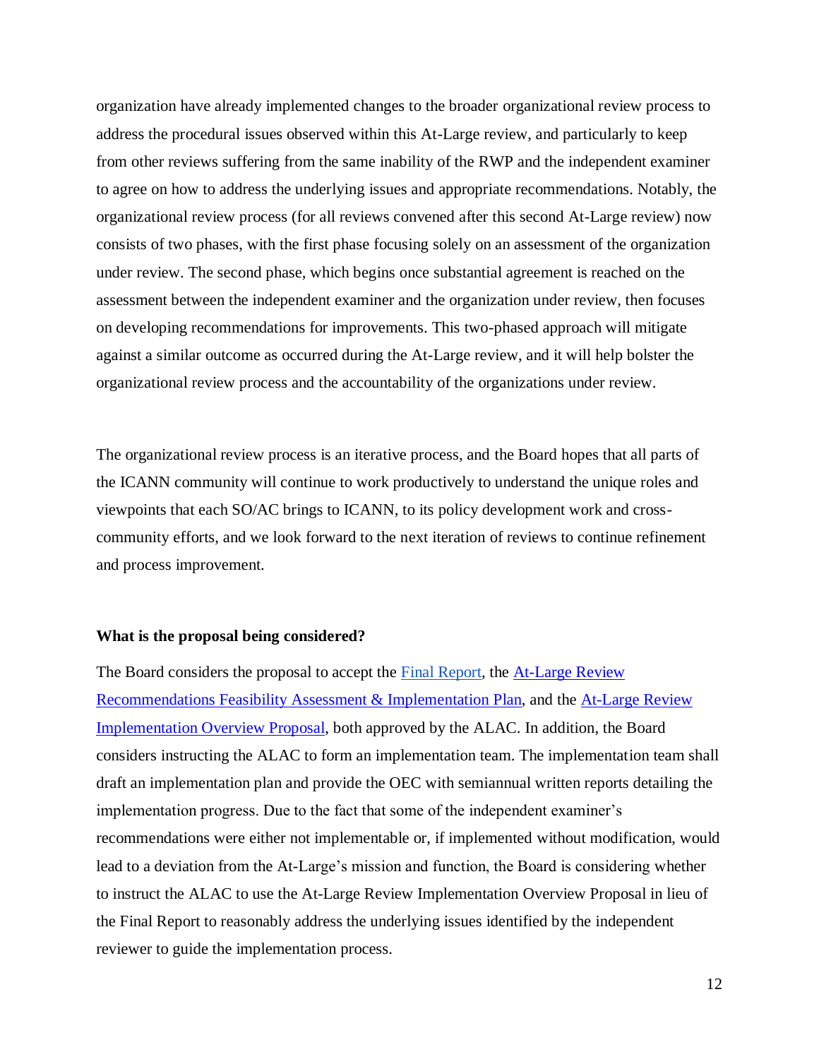organization have already implemented changes to the broader organizational review process to address the procedural issues observed within this At-Large review, and particularly to keep from other reviews suffering from the same inability of the RWP and the independent examiner to agree on how to address the underlying issues and appropriate recommendations. Notably, the organizational review process (for all reviews convened after this second At-Large review) now consists of two phases, with the first phase focusing solely on an assessment of the organization under review. The second phase, which begins once substantial agreement is reached on the assessment between the independent examiner and the organization under review, then focuses on developing recommendations for improvements. This two-phased approach will mitigate against a similar outcome as occurred during the At-Large review, and it will help bolster the organizational review process and the accountability of the organizations under review.

The organizational review process is an iterative process, and the Board hopes that all parts of the ICANN community will continue to work productively to understand the unique roles and viewpoints that each SO/AC brings to ICANN, to its policy development work and cross-community efforts, and we look forward to the next iteration of reviews to continue refinement and process improvement.

**What is the proposal being considered?**

The Board considers the proposal to accept the Final Report, the At-Large Review Recommendations Feasibility Assessment & Implementation Plan, and the At-Large Review Implementation Overview Proposal, both approved by the ALAC. In addition, the Board considers instructing the ALAC to form an implementation team. The implementation team shall draft an implementation plan and provide the OEC with semiannual written reports detailing the implementation progress. Due to the fact that some of the independent examiner's recommendations were either not implementable or, if implemented without modification, would lead to a deviation from the At-Large's mission and function, the Board is considering whether to instruct the ALAC to use the At-Large Review Implementation Overview Proposal in lieu of the Final Report to reasonably address the underlying issues identified by the independent reviewer to guide the implementation process.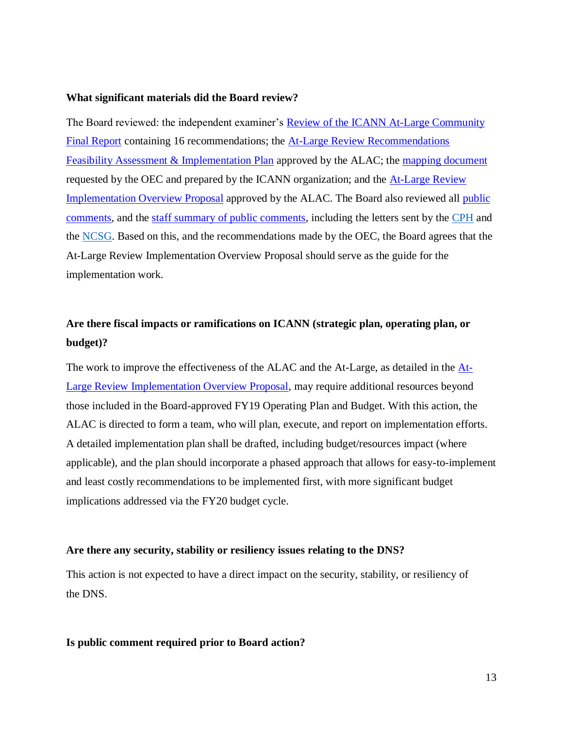**What significant materials did the Board review?**

The Board reviewed: the independent examiner's Review of the ICANN At-Large Community Final Report containing 16 recommendations; the At-Large Review Recommendations Feasibility Assessment & Implementation Plan approved by the ALAC; the mapping document requested by the OEC and prepared by the ICANN organization; and the At-Large Review Implementation Overview Proposal approved by the ALAC. The Board also reviewed all public comments, and the staff summary of public comments, including the letters sent by the CPH and the NCSG. Based on this, and the recommendations made by the OEC, the Board agrees that the At-Large Review Implementation Overview Proposal should serve as the guide for the implementation work.

**Are there fiscal impacts or ramifications on ICANN (strategic plan, operating plan, or budget)?**

The work to improve the effectiveness of the ALAC and the At-Large, as detailed in the At-Large Review Implementation Overview Proposal, may require additional resources beyond those included in the Board-approved FY19 Operating Plan and Budget. With this action, the ALAC is directed to form a team, who will plan, execute, and report on implementation efforts. A detailed implementation plan shall be drafted, including budget/resources impact (where applicable), and the plan should incorporate a phased approach that allows for easy-to-implement and least costly recommendations to be implemented first, with more significant budget implications addressed via the FY20 budget cycle.

**Are there any security, stability or resiliency issues relating to the DNS?**

This action is not expected to have a direct impact on the security, stability, or resiliency of the DNS.

**Is public comment required prior to Board action?**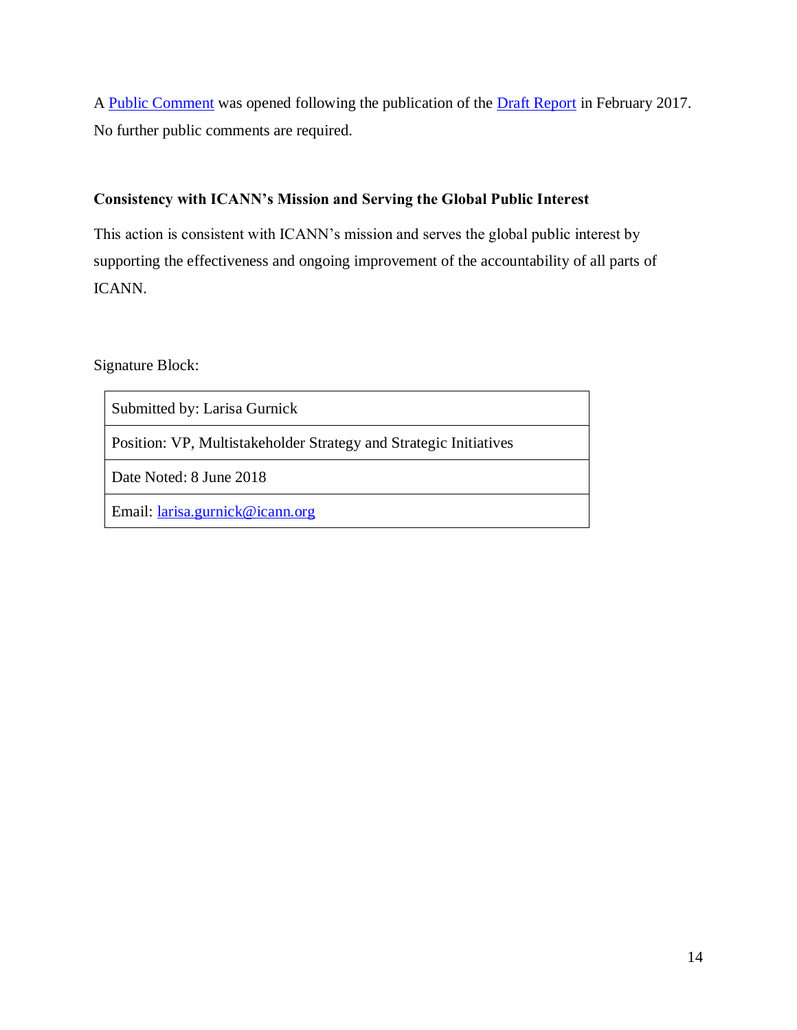A Public Comment was opened following the publication of the Draft Report in February 2017. No further public comments are required.

### Consistency with ICANN's Mission and Serving the Global Public Interest

This action is consistent with ICANN's mission and serves the global public interest by supporting the effectiveness and ongoing improvement of the accountability of all parts of ICANN.

Signature Block:

| Submitted by: Larisa Gurnick |
| --- |
| Position: VP, Multistakeholder Strategy and Strategic Initiatives |
| Date Noted: 8 June 2018 |
| Email: larisa.gurnick@icann.org |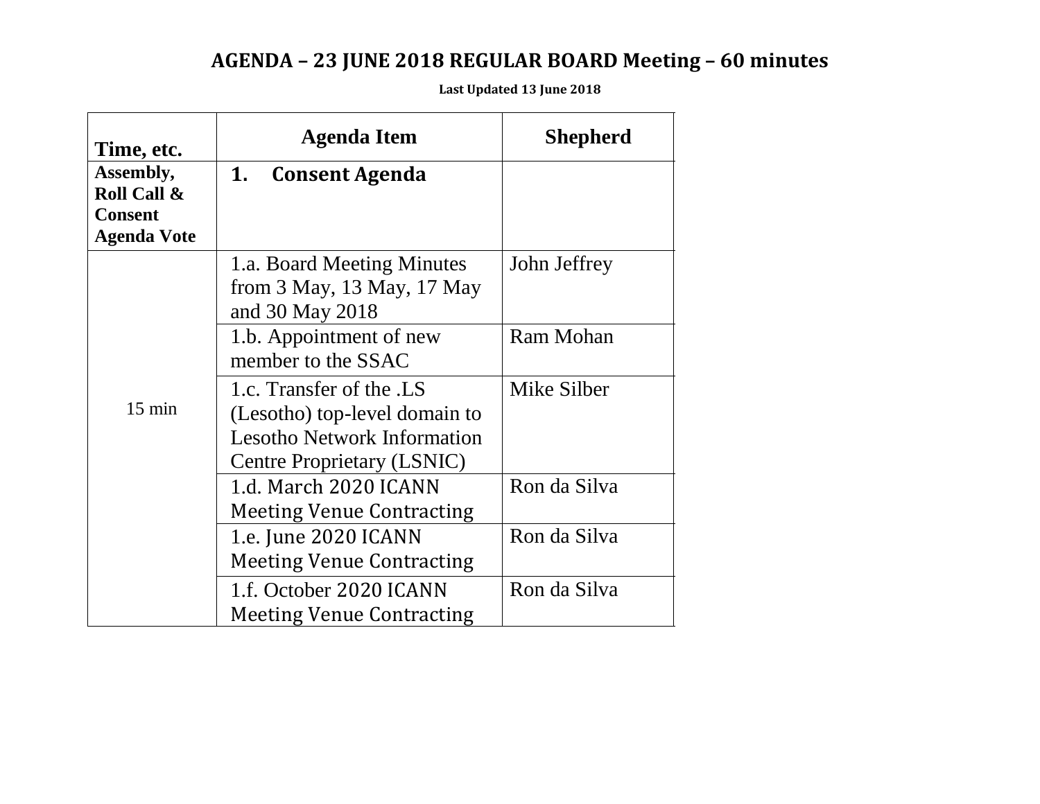# AGENDA – 23 JUNE 2018 REGULAR BOARD Meeting – 60 minutes

**Last Updated 13 June 2018**

| Time, etc. | Agenda Item | Shepherd |
|---|---|---|
| **Assembly, Roll Call & Consent Agenda Vote** | **1. Consent Agenda** | |
| 15 min | 1.a. Board Meeting Minutes from 3 May, 13 May, 17 May and 30 May 2018 | John Jeffrey |
| | 1.b. Appointment of new member to the SSAC | Ram Mohan |
| | 1.c. Transfer of the .LS (Lesotho) top-level domain to Lesotho Network Information Centre Proprietary (LSNIC) | Mike Silber |
| | 1.d. March 2020 ICANN Meeting Venue Contracting | Ron da Silva |
| | 1.e. June 2020 ICANN Meeting Venue Contracting | Ron da Silva |
| | 1.f. October 2020 ICANN Meeting Venue Contracting | Ron da Silva |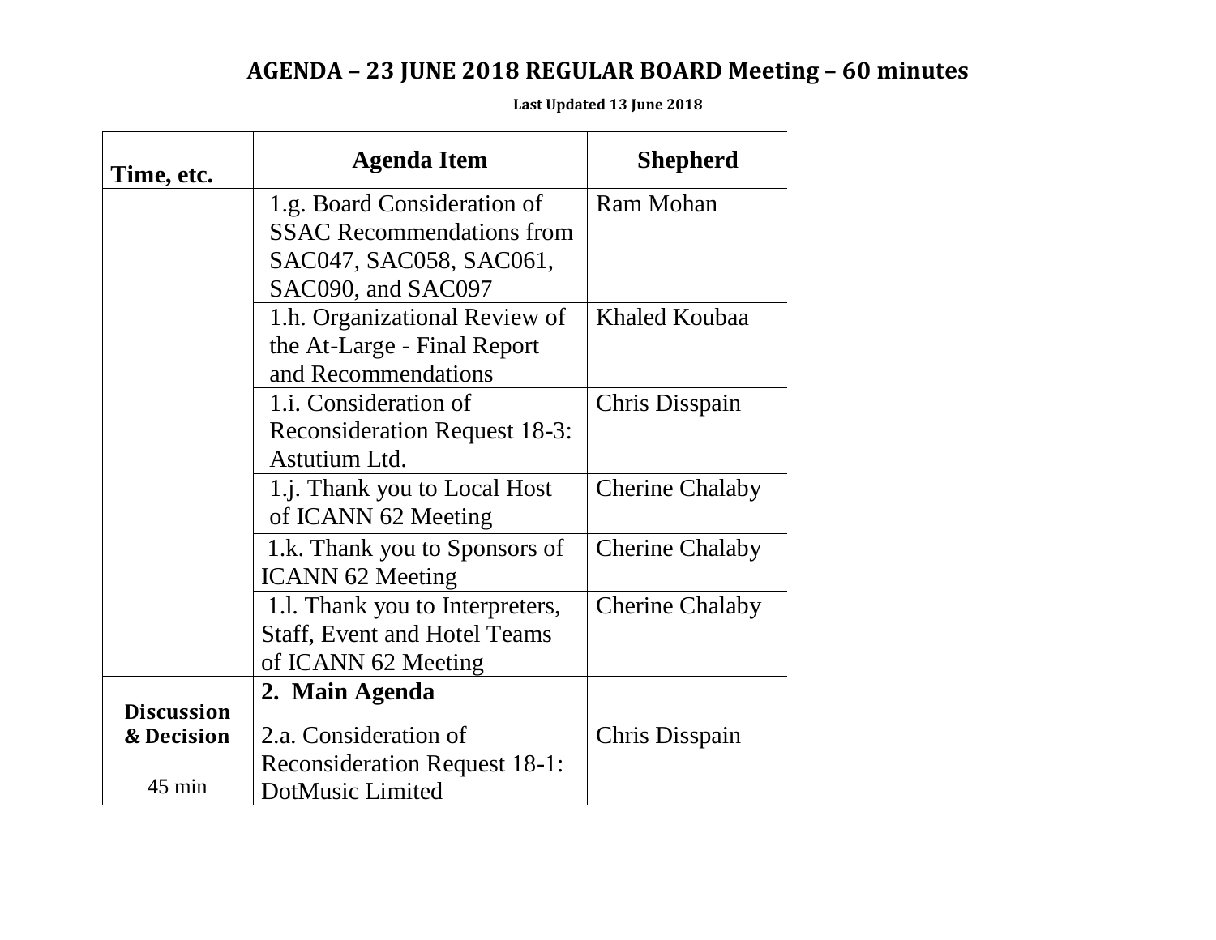## AGENDA – 23 JUNE 2018 REGULAR BOARD Meeting – 60 minutes

**Last Updated 13 June 2018**

| Time, etc. | Agenda Item | Shepherd |
|---|---|---|
| | 1.g. Board Consideration of SSAC Recommendations from SAC047, SAC058, SAC061, SAC090, and SAC097 | Ram Mohan |
| | 1.h. Organizational Review of the At-Large - Final Report and Recommendations | Khaled Koubaa |
| | 1.i. Consideration of Reconsideration Request 18-3: Astutium Ltd. | Chris Disspain |
| | 1.j. Thank you to Local Host of ICANN 62 Meeting | Cherine Chalaby |
| | 1.k. Thank you to Sponsors of ICANN 62 Meeting | Cherine Chalaby |
| | 1.l. Thank you to Interpreters, Staff, Event and Hotel Teams of ICANN 62 Meeting | Cherine Chalaby |
| **Discussion & Decision**<br><br>45 min | **2. Main Agenda** | |
| | 2.a. Consideration of Reconsideration Request 18-1: DotMusic Limited | Chris Disspain |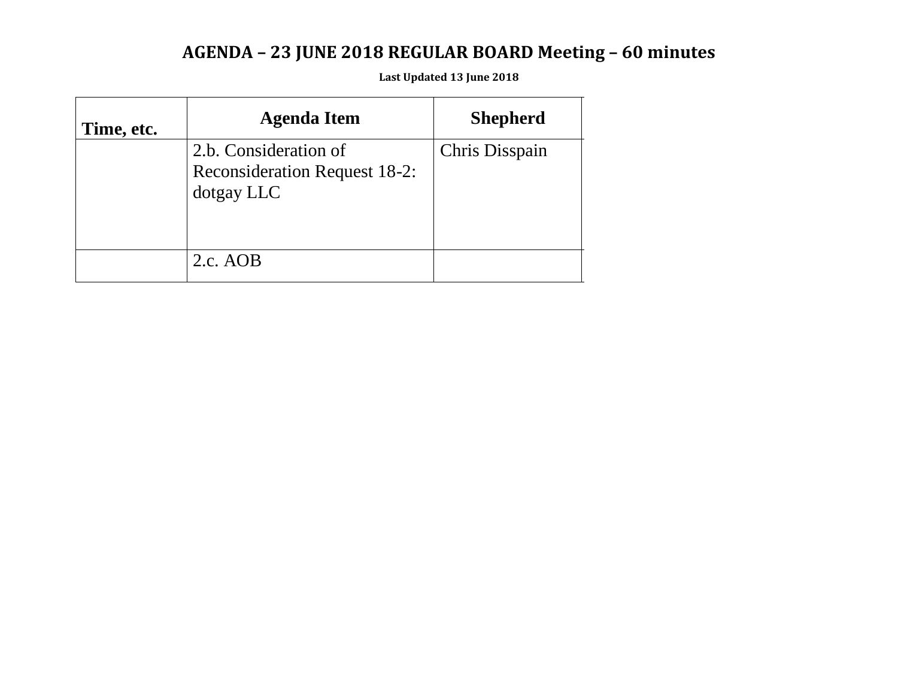# AGENDA – 23 JUNE 2018 REGULAR BOARD Meeting – 60 minutes

**Last Updated 13 June 2018**

| Time, etc. | Agenda Item | Shepherd |
|---|---|---|
| | 2.b. Consideration of Reconsideration Request 18-2: dotgay LLC | Chris Disspain |
| | 2.c. AOB | |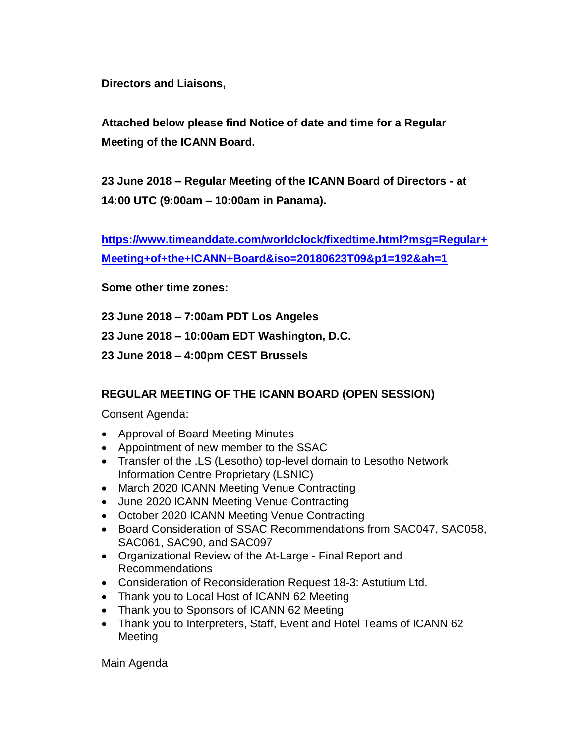**Directors and Liaisons,**

**Attached below please find Notice of date and time for a Regular Meeting of the ICANN Board.**

**23 June 2018 – Regular Meeting of the ICANN Board of Directors - at 14:00 UTC (9:00am – 10:00am in Panama).**

**https://www.timeanddate.com/worldclock/fixedtime.html?msg=Regular+Meeting+of+the+ICANN+Board&iso=20180623T09&p1=192&ah=1**

**Some other time zones:**

**23 June 2018 – 7:00am PDT Los Angeles**

**23 June 2018 – 10:00am EDT Washington, D.C.**

**23 June 2018 – 4:00pm CEST Brussels**

**REGULAR MEETING OF THE ICANN BOARD (OPEN SESSION)**

Consent Agenda:

- Approval of Board Meeting Minutes
- Appointment of new member to the SSAC
- Transfer of the .LS (Lesotho) top-level domain to Lesotho Network Information Centre Proprietary (LSNIC)
- March 2020 ICANN Meeting Venue Contracting
- June 2020 ICANN Meeting Venue Contracting
- October 2020 ICANN Meeting Venue Contracting
- Board Consideration of SSAC Recommendations from SAC047, SAC058, SAC061, SAC90, and SAC097
- Organizational Review of the At-Large - Final Report and Recommendations
- Consideration of Reconsideration Request 18-3: Astutium Ltd.
- Thank you to Local Host of ICANN 62 Meeting
- Thank you to Sponsors of ICANN 62 Meeting
- Thank you to Interpreters, Staff, Event and Hotel Teams of ICANN 62 Meeting

Main Agenda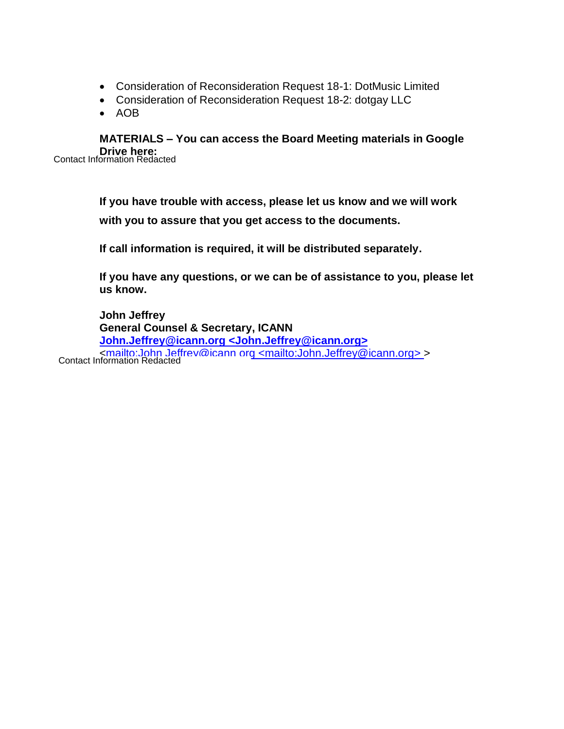- Consideration of Reconsideration Request 18-1: DotMusic Limited
- Consideration of Reconsideration Request 18-2: dotgay LLC
- AOB

**MATERIALS – You can access the Board Meeting materials in Google Drive here:**

Contact Information Redacted

**If you have trouble with access, please let us know and we will work with you to assure that you get access to the documents.**

**If call information is required, it will be distributed separately.**

**If you have any questions, or we can be of assistance to you, please let us know.**

**John Jeffrey**
**General Counsel & Secretary, ICANN**
**John.Jeffrey@icann.org <John.Jeffrey@icann.org>**
<mailto:John.Jeffrey@icann.org <mailto:John.Jeffrey@icann.org> >

Contact Information Redacted